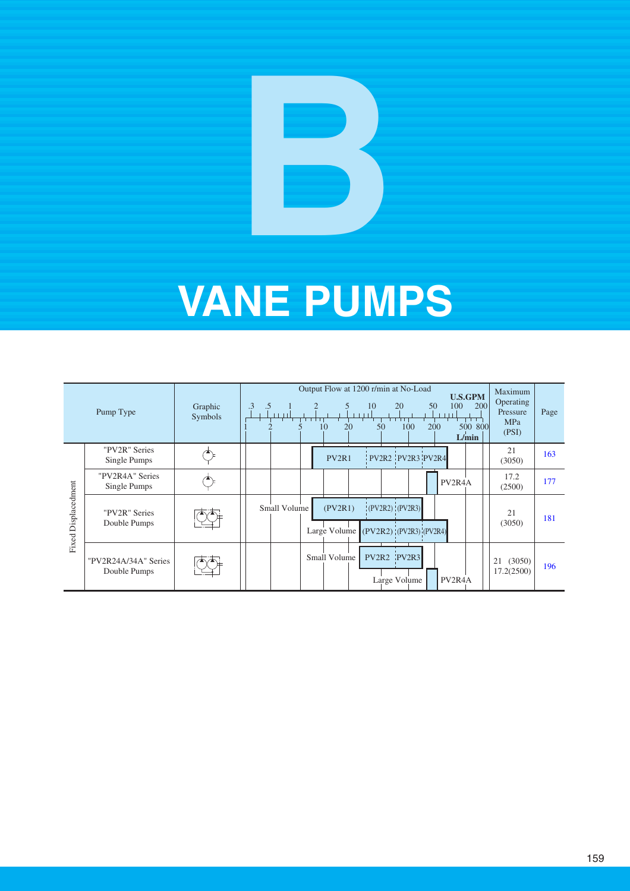# B

# VANE PUMPS

| | Pump Type | Graphic Symbols | Output Flow at 1200 r/min at No-Load | Maximum Operating Pressure MPa (PSI) | Page |
|---|---|---|---|---|---|
| Fixed Displacedment | "PV2R" Series Single Pumps | | PV2R1, PV2R2, PV2R3, PV2R4 | 21 (3050) | 163 |
| | "PV2R4A" Series Single Pumps | | PV2R4A | 17.2 (2500) | 177 |
| | "PV2R" Series Double Pumps | | Small Volume: (PV2R1), (PV2R2), (PV2R3); Large Volume: (PV2R2), (PV2R3), (PV2R4) | 21 (3050) | 181 |
| | "PV2R24A/34A" Series Double Pumps | | Small Volume: PV2R2, PV2R3; Large Volume: PV2R4A | 21 (3050) 17.2(2500) | 196 |

Flow scale: U.S.GPM: .3, .5, 1, 2, 5, 10, 20, 50, 100, 200; L/min: 1, 2, 5, 10, 20, 50, 100, 200, 500, 800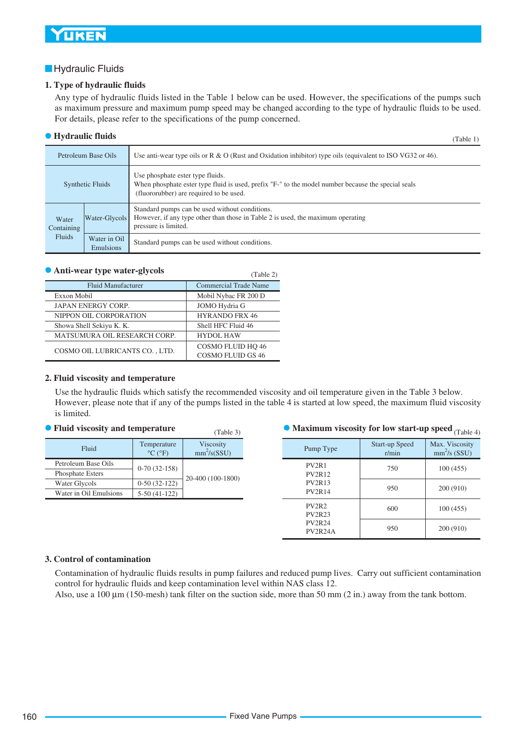## Hydraulic Fluids

### 1. Type of hydraulic fluids

Any type of hydraulic fluids listed in the Table 1 below can be used. However, the specifications of the pumps such as maximum pressure and maximum pump speed may be changed according to the type of hydraulic fluids to be used. For details, please refer to the specifications of the pump concerned.

**● Hydraulic fluids** (Table 1)

| | | |
|---|---|---|
| Petroleum Base Oils | | Use anti-wear type oils or R & O (Rust and Oxidation inhibitor) type oils (equivalent to ISO VG32 or 46). |
| Synthetic Fluids | | Use phosphate ester type fluids. When phosphate ester type fluid is used, prefix "F-" to the model number because the special seals (fluororubber) are required to be used. |
| Water Containing Fluids | Water-Glycols | Standard pumps can be used without conditions. However, if any type other than those in Table 2 is used, the maximum operating pressure is limited. |
| | Water in Oil Emulsions | Standard pumps can be used without conditions. |

**● Anti-wear type water-glycols** (Table 2)

| Fluid Manufacturer | Commercial Trade Name |
|---|---|
| Exxon Mobil | Mobil Nybac FR 200 D |
| JAPAN ENERGY CORP. | JOMO Hydria G |
| NIPPON OIL CORPORATION | HYRANDO FRX 46 |
| Showa Shell Sekiyu K. K. | Shell HFC Fluid 46 |
| MATSUMURA OIL RESEARCH CORP. | HYDOL HAW |
| COSMO OIL LUBRICANTS CO. , LTD. | COSMO FLUID HQ 46<br>COSMO FLUID GS 46 |

### 2. Fluid viscosity and temperature

Use the hydraulic fluids which satisfy the recommended viscosity and oil temperature given in the Table 3 below. However, please note that if any of the pumps listed in the table 4 is started at low speed, the maximum fluid viscosity is limited.

**● Fluid viscosity and temperature** (Table 3)

| Fluid | Temperature °C (°F) | Viscosity $mm^2/s$(SSU) |
|---|---|---|
| Petroleum Base Oils | 0-70 (32-158) | 20-400 (100-1800) |
| Phosphate Esters | | |
| Water Glycols | 0-50 (32-122) | |
| Water in Oil Emulsions | 5-50 (41-122) | |

**● Maximum viscosity for low start-up speed** (Table 4)

| Pump Type | Start-up Speed r/min | Max. Viscosity $mm^2/s$ (SSU) |
|---|---|---|
| PV2R1<br>PV2R12<br>PV2R13<br>PV2R14 | 750 | 100 (455) |
| | 950 | 200 (910) |
| PV2R2<br>PV2R23<br>PV2R24<br>PV2R24A | 600 | 100 (455) |
| | 950 | 200 (910) |

### 3. Control of contamination

Contamination of hydraulic fluids results in pump failures and reduced pump lives. Carry out sufficient contamination control for hydraulic fluids and keep contamination level within NAS class 12.
Also, use a 100 µm (150-mesh) tank filter on the suction side, more than 50 mm (2 in.) away from the tank bottom.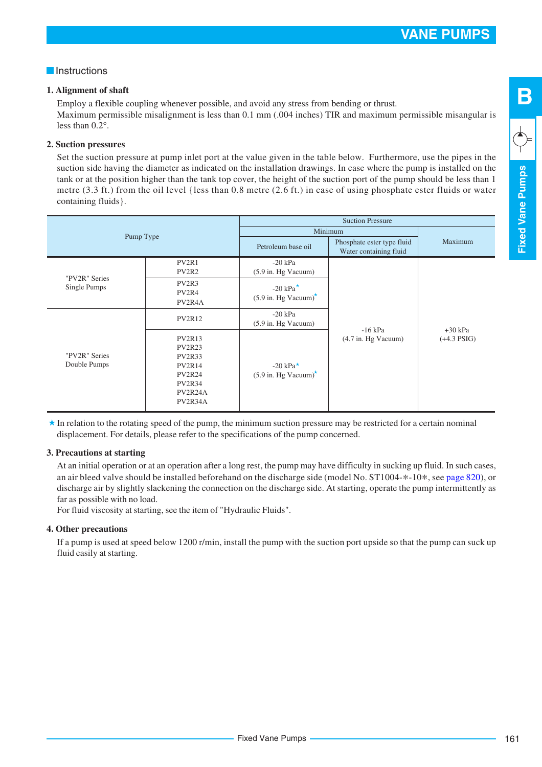## Instructions

### 1. Alignment of shaft

Employ a flexible coupling whenever possible, and avoid any stress from bending or thrust.
Maximum permissible misalignment is less than 0.1 mm (.004 inches) TIR and maximum permissible misangular is less than 0.2°.

### 2. Suction pressures

Set the suction pressure at pump inlet port at the value given in the table below. Furthermore, use the pipes in the suction side having the diameter as indicated on the installation drawings. In case where the pump is installed on the tank or at the position higher than the tank top cover, the height of the suction port of the pump should be less than 1 metre (3.3 ft.) from the oil level {less than 0.8 metre (2.6 ft.) in case of using phosphate ester fluids or water containing fluids}.

| Pump Type | | Suction Pressure | | |
|---|---|---|---|---|
| | | Minimum | | Maximum |
| | | Petroleum base oil | Phosphate ester type fluid Water containing fluid | |
| "PV2R" Series Single Pumps | PV2R1 PV2R2 | -20 kPa (5.9 in. Hg Vacuum) | -16 kPa (4.7 in. Hg Vacuum) | +30 kPa (+4.3 PSIG) |
| | PV2R3 PV2R4 PV2R4A | -20 kPa★ (5.9 in. Hg Vacuum)★ | | |
| "PV2R" Series Double Pumps | PV2R12 | -20 kPa (5.9 in. Hg Vacuum) | | |
| | PV2R13 PV2R23 PV2R33 PV2R14 PV2R24 PV2R34 PV2R24A PV2R34A | -20 kPa★ (5.9 in. Hg Vacuum)★ | | |

★ In relation to the rotating speed of the pump, the minimum suction pressure may be restricted for a certain nominal displacement. For details, please refer to the specifications of the pump concerned.

### 3. Precautions at starting

At an initial operation or at an operation after a long rest, the pump may have difficulty in sucking up fluid. In such cases, an air bleed valve should be installed beforehand on the discharge side (model No. ST1004-∗-10∗, see page 820), or discharge air by slightly slackening the connection on the discharge side. At starting, operate the pump intermittently as far as possible with no load.
For fluid viscosity at starting, see the item of "Hydraulic Fluids".

### 4. Other precautions

If a pump is used at speed below 1200 r/min, install the pump with the suction port upside so that the pump can suck up fluid easily at starting.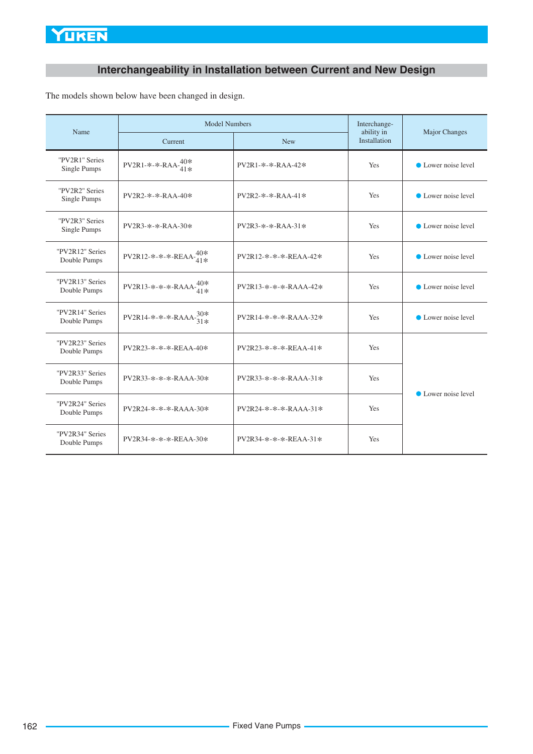## Interchangeability in Installation between Current and New Design

The models shown below have been changed in design.

| Name | Model Numbers | | Interchange-ability in Installation | Major Changes |
|---|---|---|---|---|
| | Current | New | | |
| "PV2R1" Series Single Pumps | PV2R1-*-*-RAA-40* / 41* | PV2R1-*-*-RAA-42* | Yes | ● Lower noise level |
| "PV2R2" Series Single Pumps | PV2R2-*-*-RAA-40* | PV2R2-*-*-RAA-41* | Yes | ● Lower noise level |
| "PV2R3" Series Single Pumps | PV2R3-*-*-RAA-30* | PV2R3-*-*-RAA-31* | Yes | ● Lower noise level |
| "PV2R12" Series Double Pumps | PV2R12-*-*-*-REAA-40* / 41* | PV2R12-*-*-*-REAA-42* | Yes | ● Lower noise level |
| "PV2R13" Series Double Pumps | PV2R13-*-*-*-RAAA-40* / 41* | PV2R13-*-*-*-RAAA-42* | Yes | ● Lower noise level |
| "PV2R14" Series Double Pumps | PV2R14-*-*-*-RAAA-30* / 31* | PV2R14-*-*-*-RAAA-32* | Yes | ● Lower noise level |
| "PV2R23" Series Double Pumps | PV2R23-*-*-*-REAA-40* | PV2R23-*-*-*-REAA-41* | Yes | ● Lower noise level |
| "PV2R33" Series Double Pumps | PV2R33-*-*-*-RAAA-30* | PV2R33-*-*-*-RAAA-31* | Yes | |
| "PV2R24" Series Double Pumps | PV2R24-*-*-*-RAAA-30* | PV2R24-*-*-*-RAAA-31* | Yes | |
| "PV2R34" Series Double Pumps | PV2R34-*-*-*-REAA-30* | PV2R34-*-*-*-REAA-31* | Yes | |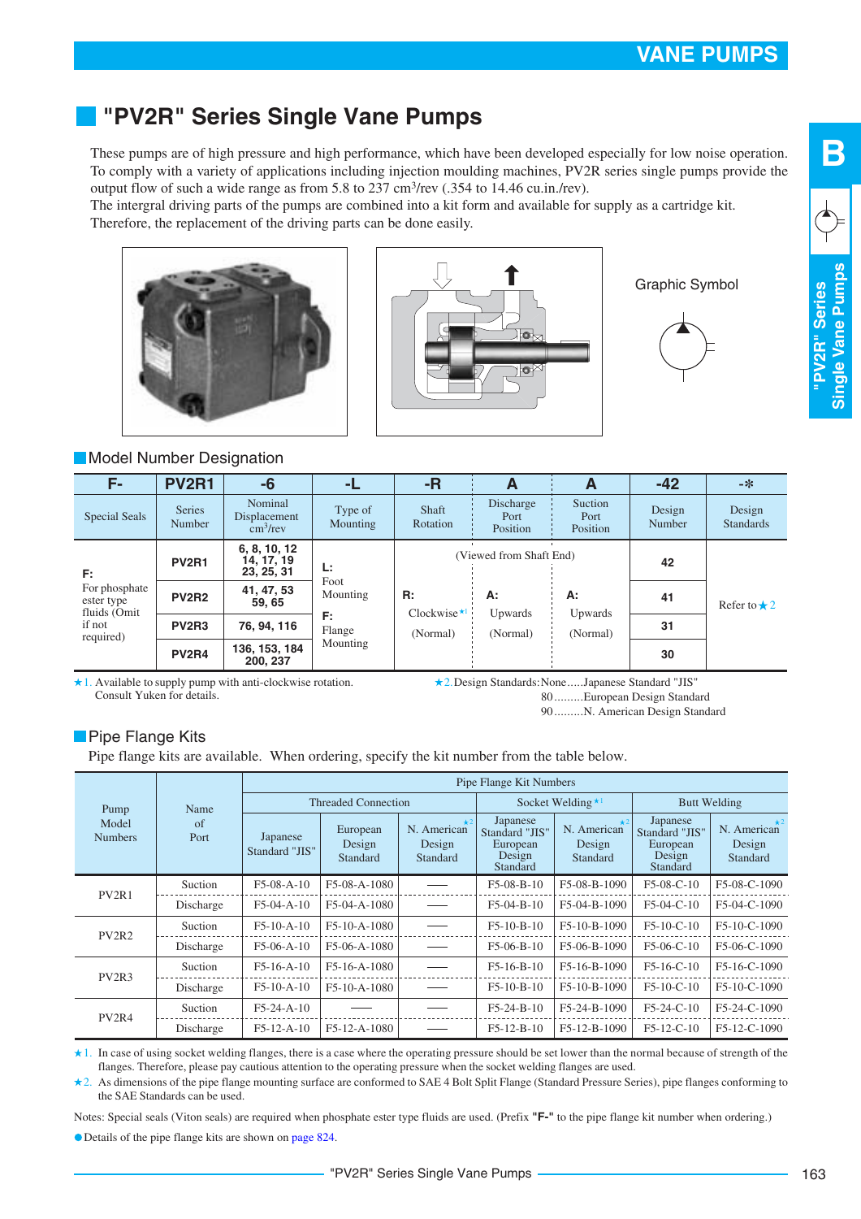# "PV2R" Series Single Vane Pumps

These pumps are of high pressure and high performance, which have been developed especially for low noise operation. To comply with a variety of applications including injection moulding machines, PV2R series single pumps provide the output flow of such a wide range as from 5.8 to 237 $cm^3$/rev (.354 to 14.46 cu.in./rev).
The intergral driving parts of the pumps are combined into a kit form and available for supply as a cartridge kit. Therefore, the replacement of the driving parts can be done easily.

Graphic Symbol

## Model Number Designation

| F- | PV2R1 | -6 | -L | -R | A | A | -42 | -* |
|---|---|---|---|---|---|---|---|---|
| Special Seals | Series Number | Nominal Displacement $cm^3$/rev | Type of Mounting | Shaft Rotation | Discharge Port Position | Suction Port Position | Design Number | Design Standards |
| F: For phosphate ester type fluids (Omit if not required) | PV2R1 | 6, 8, 10, 12 14, 17, 19 23, 25, 31 | L: Foot Mounting F: Flange Mounting | (Viewed from Shaft End) R: Clockwise★1 (Normal) | A: Upwards (Normal) | A: Upwards (Normal) | 42 | Refer to ★2 |
| | PV2R2 | 41, 47, 53 59, 65 | | | | | 41 | |
| | PV2R3 | 76, 94, 116 | | | | | 31 | |
| | PV2R4 | 136, 153, 184 200, 237 | | | | | 30 | |

★1. Available to supply pump with anti-clockwise rotation. Consult Yuken for details.

★2. Design Standards: None.....Japanese Standard "JIS"
80.........European Design Standard
90.........N. American Design Standard

## Pipe Flange Kits

Pipe flange kits are available. When ordering, specify the kit number from the table below.

| Pump Model Numbers | Name of Port | Pipe Flange Kit Numbers | | | | | | |
|---|---|---|---|---|---|---|---|---|
| | | Threaded Connection | | | Socket Welding★1 | | Butt Welding | |
| | | Japanese Standard "JIS" | European Design Standard | N. American Design Standard★2 | Japanese Standard "JIS" European Design Standard | N. American Design Standard★2 | Japanese Standard "JIS" European Design Standard | N. American Design Standard★2 |
| PV2R1 | Suction | F5-08-A-10 | F5-08-A-1080 | — | F5-08-B-10 | F5-08-B-1090 | F5-08-C-10 | F5-08-C-1090 |
| | Discharge | F5-04-A-10 | F5-04-A-1080 | — | F5-04-B-10 | F5-04-B-1090 | F5-04-C-10 | F5-04-C-1090 |
| PV2R2 | Suction | F5-10-A-10 | F5-10-A-1080 | — | F5-10-B-10 | F5-10-B-1090 | F5-10-C-10 | F5-10-C-1090 |
| | Discharge | F5-06-A-10 | F5-06-A-1080 | — | F5-06-B-10 | F5-06-B-1090 | F5-06-C-10 | F5-06-C-1090 |
| PV2R3 | Suction | F5-16-A-10 | F5-16-A-1080 | — | F5-16-B-10 | F5-16-B-1090 | F5-16-C-10 | F5-16-C-1090 |
| | Discharge | F5-10-A-10 | F5-10-A-1080 | — | F5-10-B-10 | F5-10-B-1090 | F5-10-C-10 | F5-10-C-1090 |
| PV2R4 | Suction | F5-24-A-10 | — | — | F5-24-B-10 | F5-24-B-1090 | F5-24-C-10 | F5-24-C-1090 |
| | Discharge | F5-12-A-10 | F5-12-A-1080 | — | F5-12-B-10 | F5-12-B-1090 | F5-12-C-10 | F5-12-C-1090 |

★1. In case of using socket welding flanges, there is a case where the operating pressure should be set lower than the normal because of strength of the flanges. Therefore, please pay cautious attention to the operating pressure when the socket welding flanges are used.

★2. As dimensions of the pipe flange mounting surface are conformed to SAE 4 Bolt Split Flange (Standard Pressure Series), pipe flanges conforming to the SAE Standards can be used.

Notes: Special seals (Viton seals) are required when phosphate ester type fluids are used. (Prefix **"F-"** to the pipe flange kit number when ordering.)

● Details of the pipe flange kits are shown on page 824.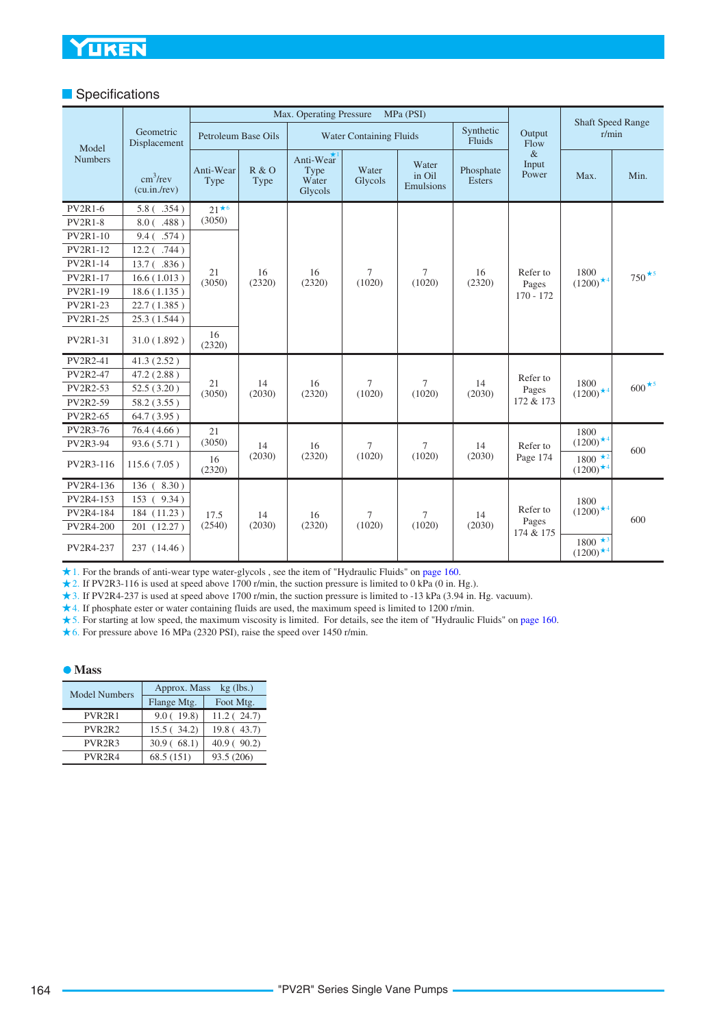## Specifications

| Model Numbers | Geometric Displacement cm³/rev (cu.in./rev) | Max. Operating Pressure MPa (PSI) | | | | | | Output Flow & Input Power | Shaft Speed Range r/min | |
|---|---|---|---|---|---|---|---|---|---|---|
| | | Petroleum Base Oils | | Water Containing Fluids | | | Synthetic Fluids | | | |
| | | Anti-Wear Type | R & O Type | Anti-Wear Type Water Glycols ★1 | Water Glycols | Water in Oil Emulsions | Phosphate Esters | | Max. | Min. |
| PV2R1-6 | 5.8 ( .354 ) | 21 ★6 (3050) | 16 (2320) | 16 (2320) | 7 (1020) | 7 (1020) | 16 (2320) | Refer to Pages 170 - 172 | 1800 (1200) ★4 | 750 ★5 |
| PV2R1-8 | 8.0 ( .488 ) | | | | | | | | | |
| PV2R1-10 | 9.4 ( .574 ) | 21 (3050) | | | | | | | | |
| PV2R1-12 | 12.2 ( .744 ) | | | | | | | | | |
| PV2R1-14 | 13.7 ( .836 ) | | | | | | | | | |
| PV2R1-17 | 16.6 ( 1.013 ) | | | | | | | | | |
| PV2R1-19 | 18.6 ( 1.135 ) | | | | | | | | | |
| PV2R1-23 | 22.7 ( 1.385 ) | | | | | | | | | |
| PV2R1-25 | 25.3 ( 1.544 ) | | | | | | | | | |
| PV2R1-31 | 31.0 ( 1.892 ) | 16 (2320) | | | | | | | | |
| PV2R2-41 | 41.3 ( 2.52 ) | 21 (3050) | 14 (2030) | 16 (2320) | 7 (1020) | 7 (1020) | 14 (2030) | Refer to Pages 172 & 173 | 1800 (1200) ★4 | 600 ★5 |
| PV2R2-47 | 47.2 ( 2.88 ) | | | | | | | | | |
| PV2R2-53 | 52.5 ( 3.20 ) | | | | | | | | | |
| PV2R2-59 | 58.2 ( 3.55 ) | | | | | | | | | |
| PV2R2-65 | 64.7 ( 3.95 ) | | | | | | | | | |
| PV2R3-76 | 76.4 ( 4.66 ) | 21 (3050) | 14 (2030) | 16 (2320) | 7 (1020) | 7 (1020) | 14 (2030) | Refer to Page 174 | 1800 (1200) ★4 | 600 |
| PV2R3-94 | 93.6 ( 5.71 ) | | | | | | | | | |
| PV2R3-116 | 115.6 ( 7.05 ) | 16 (2320) | | | | | | | 1800 ★2 (1200) ★4 | |
| PV2R4-136 | 136 ( 8.30 ) | 17.5 (2540) | 14 (2030) | 16 (2320) | 7 (1020) | 7 (1020) | 14 (2030) | Refer to Pages 174 & 175 | 1800 (1200) ★4 | 600 |
| PV2R4-153 | 153 ( 9.34 ) | | | | | | | | | |
| PV2R4-184 | 184 ( 11.23 ) | | | | | | | | | |
| PV2R4-200 | 201 ( 12.27 ) | | | | | | | | | |
| PV2R4-237 | 237 ( 14.46 ) | | | | | | | | 1800 ★3 (1200) ★4 | |

★1. For the brands of anti-wear type water-glycols , see the item of "Hydraulic Fluids" on page 160.
★2. If PV2R3-116 is used at speed above 1700 r/min, the suction pressure is limited to 0 kPa (0 in. Hg.).
★3. If PV2R4-237 is used at speed above 1700 r/min, the suction pressure is limited to -13 kPa (3.94 in. Hg. vacuum).
★4. If phosphate ester or water containing fluids are used, the maximum speed is limited to 1200 r/min.
★5. For starting at low speed, the maximum viscosity is limited. For details, see the item of "Hydraulic Fluids" on page 160.
★6. For pressure above 16 MPa (2320 PSI), raise the speed over 1450 r/min.

## Mass

| Model Numbers | Approx. Mass kg (lbs.) | |
|---|---|---|
| | Flange Mtg. | Foot Mtg. |
| PVR2R1 | 9.0 ( 19.8) | 11.2 ( 24.7) |
| PVR2R2 | 15.5 ( 34.2) | 19.8 ( 43.7) |
| PVR2R3 | 30.9 ( 68.1) | 40.9 ( 90.2) |
| PVR2R4 | 68.5 (151) | 93.5 (206) |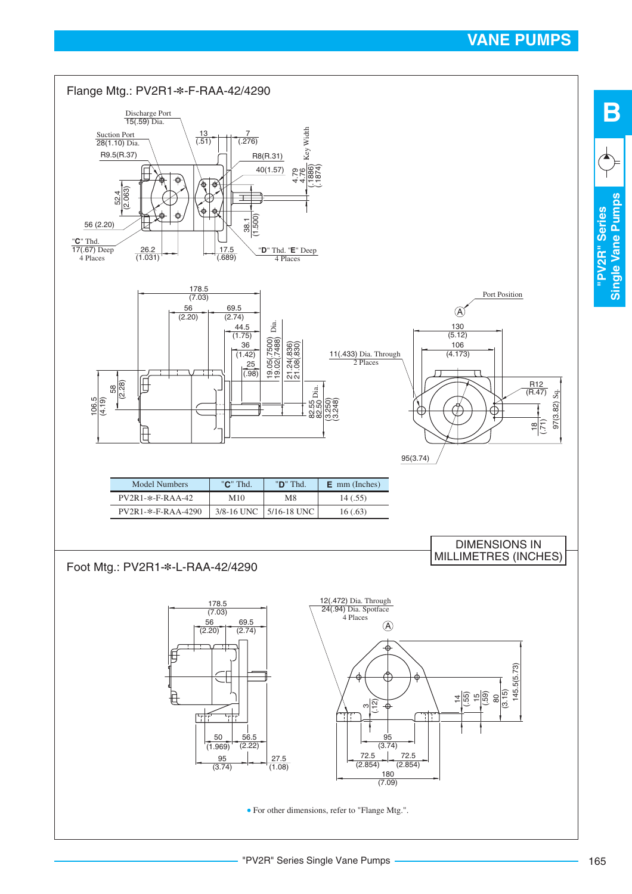## Flange Mtg.: PV2R1-✻-F-RAA-42/4290

Discharge Port
15(.59) Dia.

Suction Port
28(1.10) Dia.

R9.5(R.37)

13 (.51)

7 (.276)

Key Width

R8(R.31)

40(1.57)

4.79 4.76 (.1886) (.1874)

52.4 (2.063)

56 (2.20)

38.1 (1.500)

"C" Thd.
17(.67) Deep
4 Places

26.2 (1.031)

17.5 (.689)

"D" Thd. "E" Deep
4 Places

178.5 (7.03)

56 (2.20)

69.5 (2.74)

44.5 (1.75)

36 (1.42)

25 (.98)

Dia.

19.05(.7500) 19.02(.7488)

21.24(.836) 21.08(.830)

82.55 82.50 Dia. (3.250) (3.248)

106.5 (4.19)

58 (2.28)

Port Position

A

130 (5.12)

106 (4.173)

11(.433) Dia. Through
2 Places

R12 (R.47)

97(3.82) Sq.

18 (.71)

95(3.74)

| Model Numbers | "C" Thd. | "D" Thd. | E mm (Inches) |
|---|---|---|---|
| PV2R1-✻-F-RAA-42 | M10 | M8 | 14 (.55) |
| PV2R1-✻-F-RAA-4290 | 3/8-16 UNC | 5/16-18 UNC | 16 (.63) |

DIMENSIONS IN MILLIMETRES (INCHES)

## Foot Mtg.: PV2R1-✻-L-RAA-42/4290

178.5 (7.03)

56 (2.20)

69.5 (2.74)

50 (1.969)

56.5 (2.22)

95 (3.74)

27.5 (1.08)

12(.472) Dia. Through
24(.94) Dia. Spotface
4 Places

A

3 (.12)

14 (.55)

15 (.59)

80 (3.15)

145.5(5.73)

95 (3.74)

72.5 (2.854)

72.5 (2.854)

180 (7.09)

- For other dimensions, refer to "Flange Mtg.".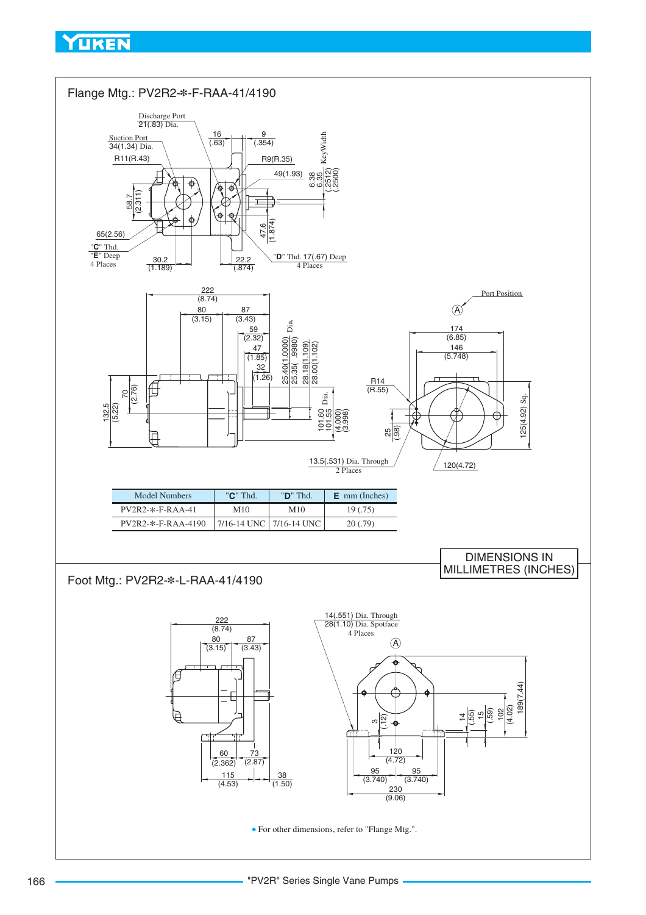## Flange Mtg.: PV2R2-✻-F-RAA-41/4190

| Model Numbers | "C" Thd. | "D" Thd. | E mm (Inches) |
|---|---|---|---|
| PV2R2-✻-F-RAA-41 | M10 | M10 | 19 (.75) |
| PV2R2-✻-F-RAA-4190 | 7/16-14 UNC | 7/16-14 UNC | 20 (.79) |

DIMENSIONS IN MILLIMETRES (INCHES)

## Foot Mtg.: PV2R2-✻-L-RAA-41/4190

- For other dimensions, refer to "Flange Mtg.".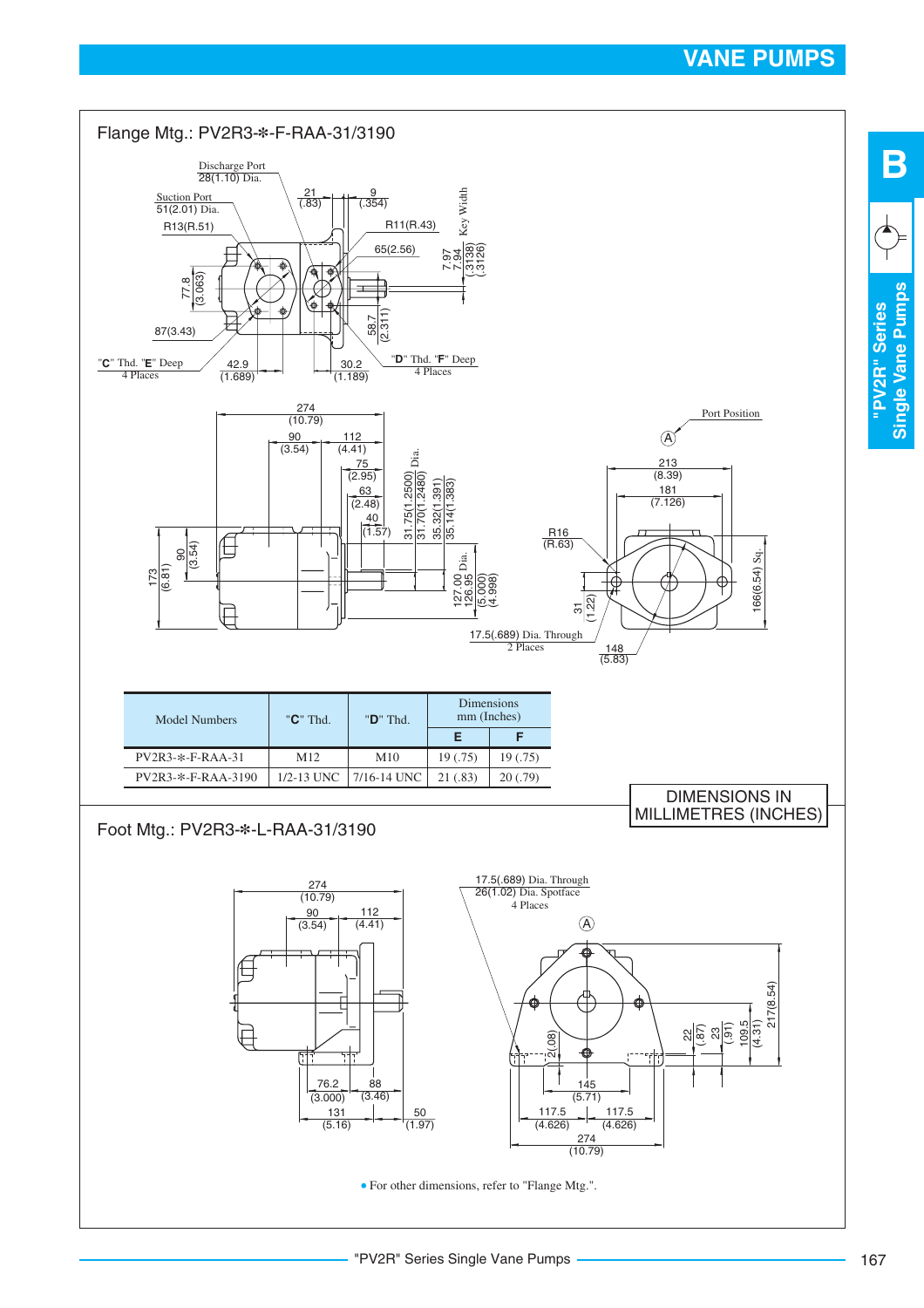## Flange Mtg.: PV2R3-✻-F-RAA-31/3190

Discharge Port 28(1.10) Dia.

Suction Port 51(2.01) Dia.

R13(R.51)

21 (.83)

9 (.354)

R11(R.43)

65(2.56)

Key Width 7.97 7.94 (.3138) (.3126)

77.8 (3.063)

87(3.43)

58.7 (2.311)

"C" Thd. "E" Deep 4 Places

42.9 (1.689)

30.2 (1.189)

"D" Thd. "F" Deep 4 Places

274 (10.79)

90 (3.54)

112 (4.41)

75 (2.95)

63 (2.48)

40 (1.57)

31.75(1.2500) 31.70(1.2480) Dia.

35.32(1.391) 35.14(1.383)

127.00 126.95 (5.000) (4.998) Dia.

173 (6.81)

90 (3.54)

Port Position

Ⓐ

213 (8.39)

181 (7.126)

R16 (R.63)

166(6.54) Sq.

31 (1.22)

17.5(.689) Dia. Through 2 Places

148 (5.83)

| Model Numbers | "C" Thd. | "D" Thd. | Dimensions mm (Inches) | |
|---|---|---|---|---|
| | | | E | F |
| PV2R3-✻-F-RAA-31 | M12 | M10 | 19 (.75) | 19 (.75) |
| PV2R3-✻-F-RAA-3190 | 1/2-13 UNC | 7/16-14 UNC | 21 (.83) | 20 (.79) |

DIMENSIONS IN MILLIMETRES (INCHES)

## Foot Mtg.: PV2R3-✻-L-RAA-31/3190

274 (10.79)

90 (3.54)

112 (4.41)

76.2 (3.000)

88 (3.46)

131 (5.16)

50 (1.97)

17.5(.689) Dia. Through 26(1.02) Dia. Spotface 4 Places

Ⓐ

2(.08)

145 (5.71)

117.5 (4.626)

117.5 (4.626)

274 (10.79)

22 (.87)

23 (.91)

109.5 (4.31)

217(8.54)

- For other dimensions, refer to "Flange Mtg.".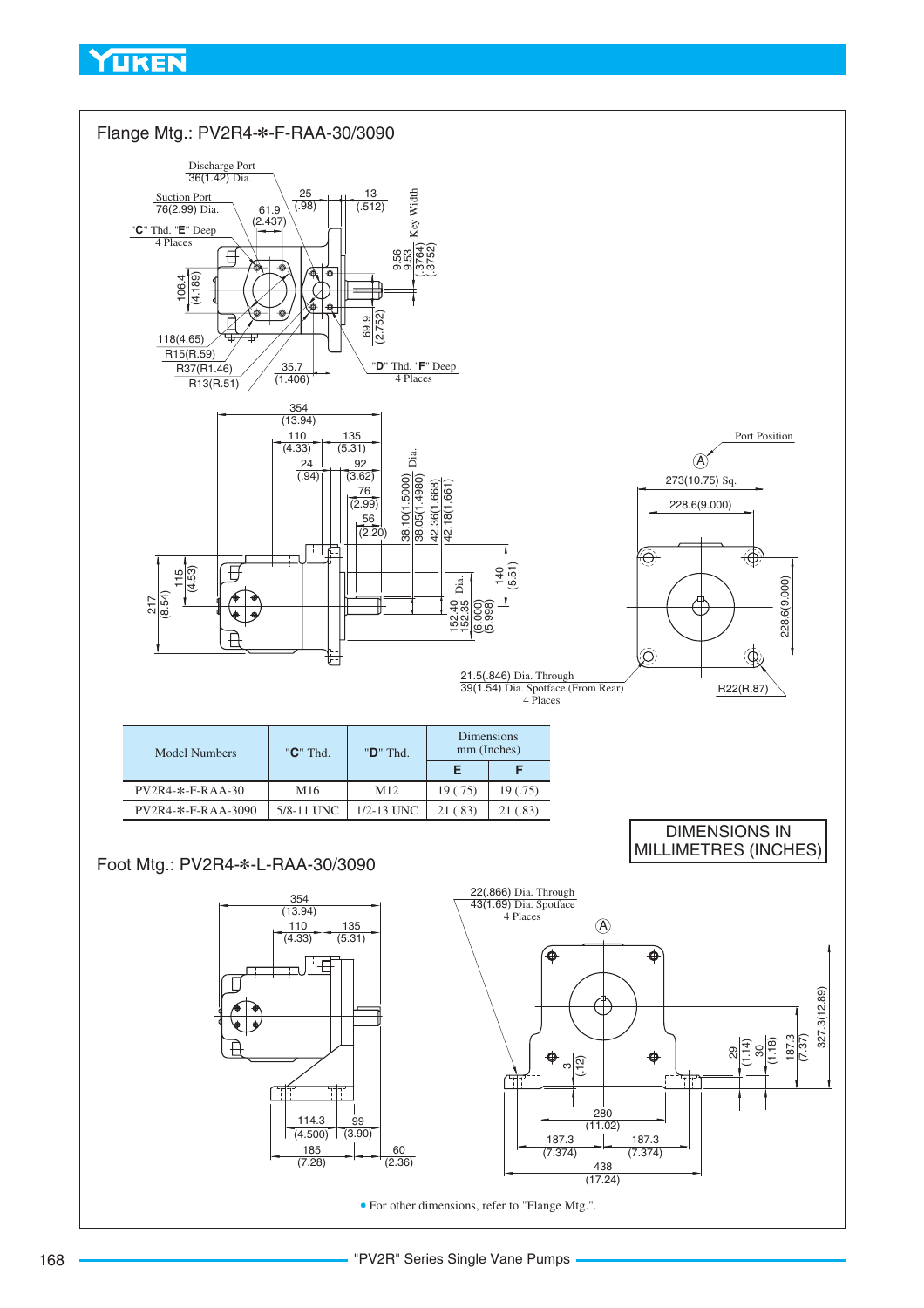## Flange Mtg.: PV2R4-*-F-RAA-30/3090

Discharge Port 36(1.42) Dia.

Suction Port 76(2.99) Dia.

"**C**" Thd. "**E**" Deep 4 Places

"**D**" Thd. "**F**" Deep 4 Places

Port Position

21.5(.846) Dia. Through
39(1.54) Dia. Spotface (From Rear)
4 Places

| Model Numbers | "**C**" Thd. | "**D**" Thd. | Dimensions mm (Inches) | |
|---|---|---|---|---|
| | | | **E** | **F** |
| PV2R4-*-F-RAA-30 | M16 | M12 | 19 (.75) | 19 (.75) |
| PV2R4-*-F-RAA-3090 | 5/8-11 UNC | 1/2-13 UNC | 21 (.83) | 21 (.83) |

DIMENSIONS IN MILLIMETRES (INCHES)

## Foot Mtg.: PV2R4-*-L-RAA-30/3090

22(.866) Dia. Through
43(1.69) Dia. Spotface
4 Places

- For other dimensions, refer to "Flange Mtg.".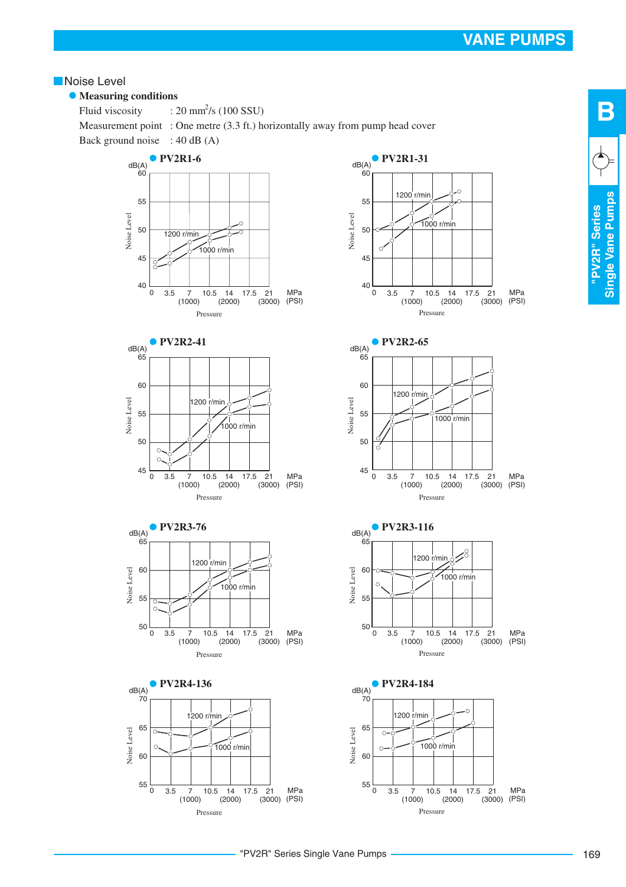## Noise Level

- **Measuring conditions**

Fluid viscosity : 20 mm$^2$/s (100 SSU)
Measurement point : One metre (3.3 ft.) horizontally away from pump head cover
Back ground noise : 40 dB (A)

- **PV2R1-6**

- **PV2R1-31**

- **PV2R2-41**

- **PV2R2-65**

- **PV2R3-76**

- **PV2R3-116**

- **PV2R4-136**

- **PV2R4-184**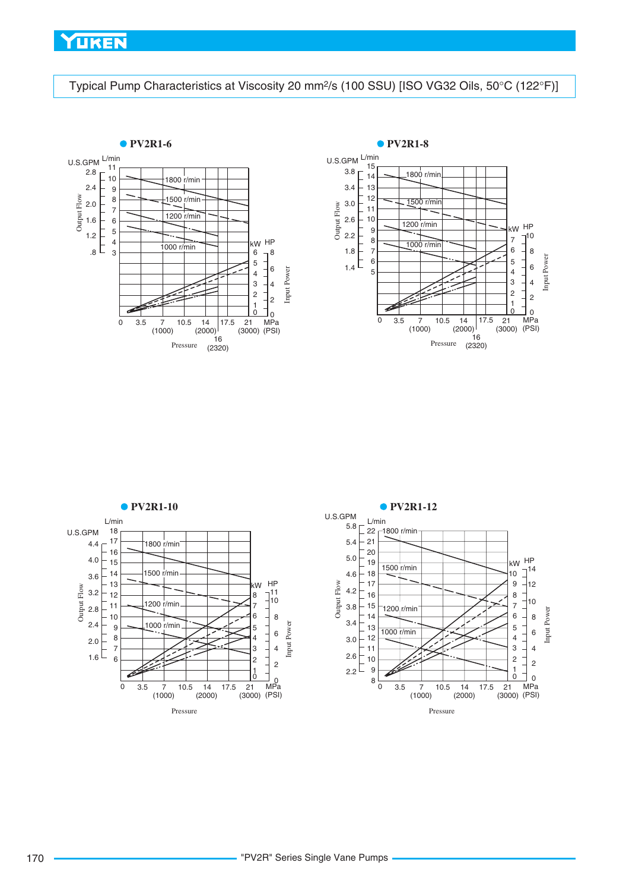## Typical Pump Characteristics at Viscosity 20 mm²/s (100 SSU) [ISO VG32 Oils, 50°C (122°F)]

● **PV2R1-6**

U.S.GPM L/min

2.8 2.4 2.0 1.6 1.2 .8

11 10 9 8 7 6 5 4 3

Output Flow

1800 r/min
1500 r/min
1200 r/min
1000 r/min

kW HP

6 5 4 3 2 1 0

8 6 4 2 0

Input Power

0 3.5 7 (1000) 10.5 14 (2000) 16 (2320) 17.5 21 (3000) MPa (PSI)

Pressure

● **PV2R1-8**

U.S.GPM L/min

3.8 3.4 3.0 2.6 2.2 1.8 1.4

15 14 13 12 11 10 9 8 7 6 5

Output Flow

1800 r/min
1500 r/min
1200 r/min
1000 r/min

kW HP

7 6 5 4 3 2 1 0

10 8 6 4 2 0

Input Power

0 3.5 7 (1000) 10.5 14 (2000) 16 (2320) 17.5 21 (3000) MPa (PSI)

Pressure

● **PV2R1-10**

U.S.GPM L/min

4.4 4.0 3.6 3.2 2.8 2.4 2.0 1.6

18 17 16 15 14 13 12 11 10 9 8 7 6

Output Flow

1800 r/min
1500 r/min
1200 r/min
1000 r/min

kW HP

8 7 6 5 4 3 2 1 0

11 10 8 6 4 2 0

Input Power

0 3.5 7 (1000) 10.5 14 (2000) 17.5 21 (3000) MPa (PSI)

Pressure

● **PV2R1-12**

U.S.GPM L/min

5.8 5.4 5.0 4.6 4.2 3.8 3.4 3.0 2.6 2.2

22 21 20 19 18 17 16 15 14 13 12 11 10 9 8

Output Flow

1800 r/min
1500 r/min
1200 r/min
1000 r/min

kW HP

10 9 8 7 6 5 4 3 2 1 0

14 12 10 8 6 4 2 0

Input Power

0 3.5 7 (1000) 10.5 14 (2000) 17.5 21 (3000) MPa (PSI)

Pressure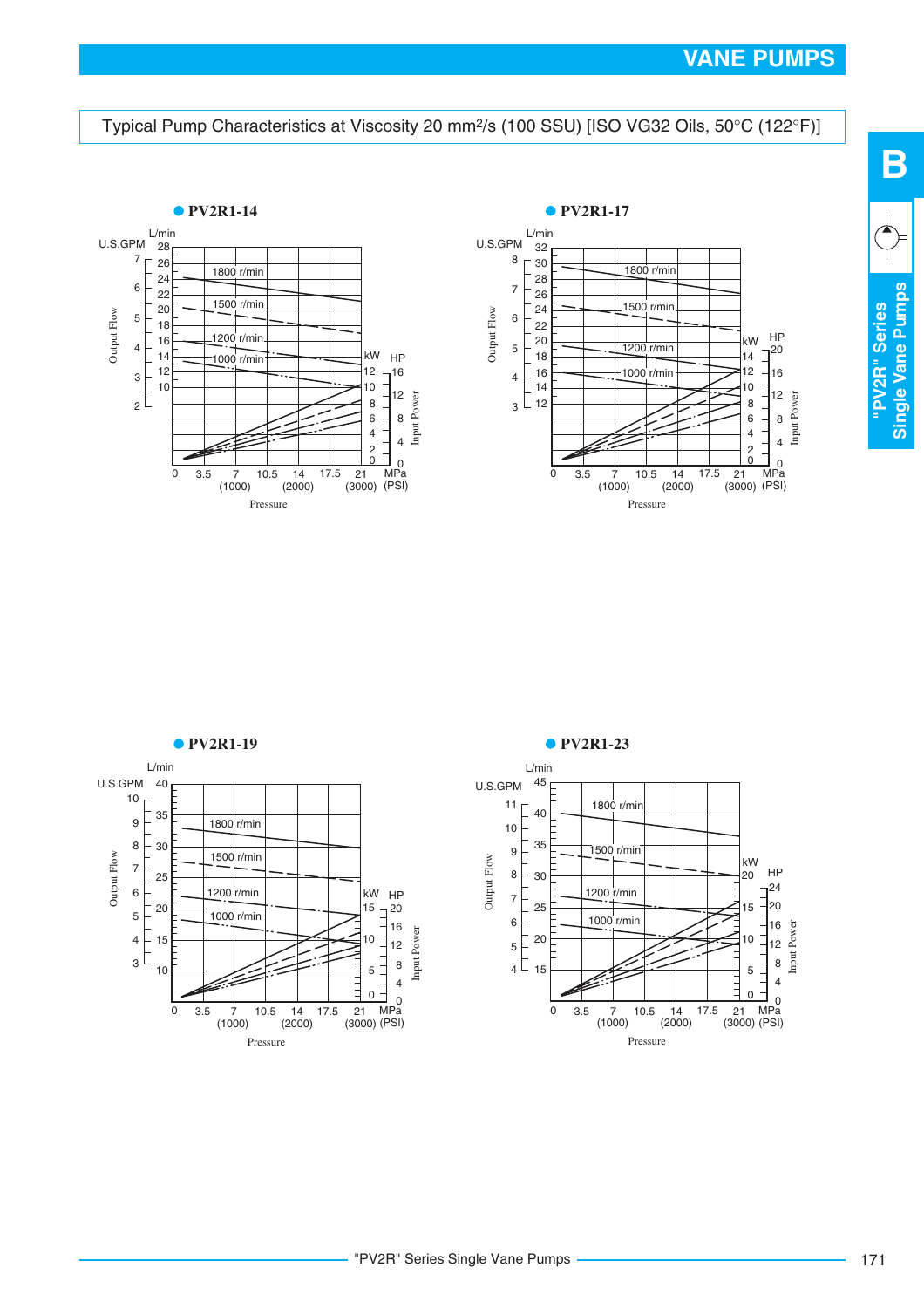## Typical Pump Characteristics at Viscosity 20 mm²/s (100 SSU) [ISO VG32 Oils, 50°C (122°F)]

● **PV2R1-14**

U.S.GPM / L/min — Output Flow; kW / HP — Input Power; Pressure: 0, 3.5, 7 (1000), 10.5, 14 (2000), 17.5, 21 (3000) MPa (PSI)

Curves: 1800 r/min, 1500 r/min, 1200 r/min, 1000 r/min

● **PV2R1-17**

U.S.GPM / L/min — Output Flow; kW / HP — Input Power; Pressure: 0, 3.5, 7 (1000), 10.5, 14 (2000), 17.5, 21 (3000) MPa (PSI)

Curves: 1800 r/min, 1500 r/min, 1200 r/min, 1000 r/min

● **PV2R1-19**

U.S.GPM / L/min — Output Flow; kW / HP — Input Power; Pressure: 0, 3.5, 7 (1000), 10.5, 14 (2000), 17.5, 21 (3000) MPa (PSI)

Curves: 1800 r/min, 1500 r/min, 1200 r/min, 1000 r/min

● **PV2R1-23**

U.S.GPM / L/min — Output Flow; kW / HP — Input Power; Pressure: 0, 3.5, 7 (1000), 10.5, 14 (2000), 17.5, 21 (3000) MPa (PSI)

Curves: 1800 r/min, 1500 r/min, 1200 r/min, 1000 r/min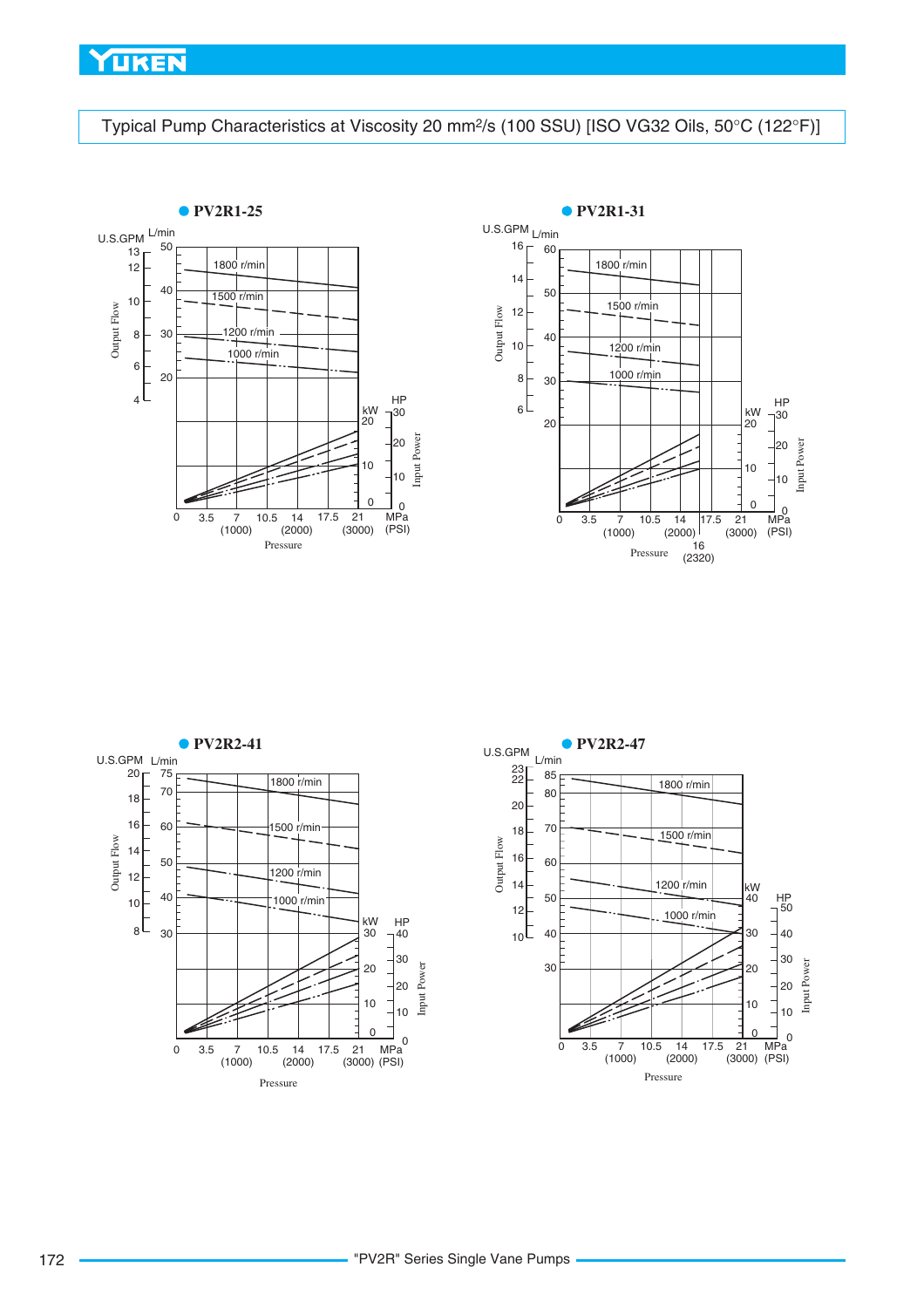# Typical Pump Characteristics at Viscosity 20 mm²/s (100 SSU) [ISO VG32 Oils, 50°C (122°F)]

● PV2R1-25

U.S.GPM L/min

Output Flow

1800 r/min
1500 r/min
1200 r/min
1000 r/min

kW HP
Input Power

0 3.5 7 10.5 14 17.5 21 MPa
(1000) (2000) (3000) (PSI)

Pressure

● PV2R1-31

U.S.GPM L/min

Output Flow

1800 r/min
1500 r/min
1200 r/min
1000 r/min

kW HP
Input Power

0 3.5 7 10.5 14 17.5 21 MPa
(1000) (2000) (3000) (PSI)
16
(2320)

Pressure

● PV2R2-41

U.S.GPM L/min

Output Flow

1800 r/min
1500 r/min
1200 r/min
1000 r/min

kW HP
Input Power

0 3.5 7 10.5 14 17.5 21 MPa
(1000) (2000) (3000) (PSI)

Pressure

● PV2R2-47

U.S.GPM L/min

Output Flow

1800 r/min
1500 r/min
1200 r/min
1000 r/min

kW HP
Input Power

0 3.5 7 10.5 14 17.5 21 MPa
(1000) (2000) (3000) (PSI)

Pressure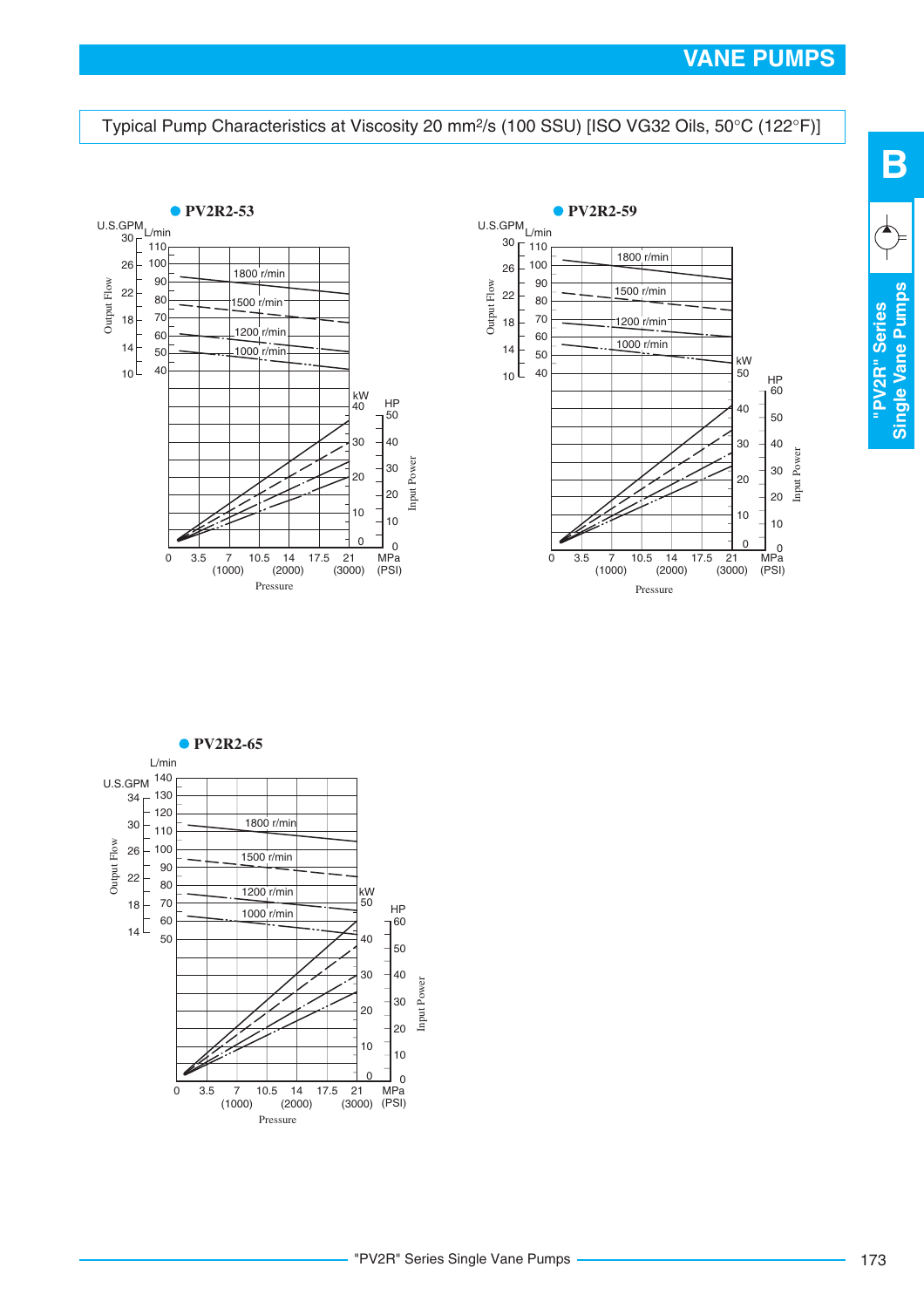# VANE PUMPS

Typical Pump Characteristics at Viscosity 20 mm²/s (100 SSU) [ISO VG32 Oils, 50°C (122°F)]

**PV2R2-53**

U.S.GPM L/min Output Flow
1800 r/min
1500 r/min
1200 r/min
1000 r/min
kW HP Input Power
Pressure 0 3.5 7 (1000) 10.5 14 (2000) 17.5 21 (3000) MPa (PSI)

**PV2R2-59**

U.S.GPM L/min Output Flow
1800 r/min
1500 r/min
1200 r/min
1000 r/min
kW HP Input Power
Pressure 0 3.5 7 (1000) 10.5 14 (2000) 17.5 21 (3000) MPa (PSI)

**PV2R2-65**

U.S.GPM L/min Output Flow
1800 r/min
1500 r/min
1200 r/min
1000 r/min
kW HP Input Power
Pressure 0 3.5 7 (1000) 10.5 14 (2000) 17.5 21 (3000) MPa (PSI)

B

"PV2R" Series Single Vane Pumps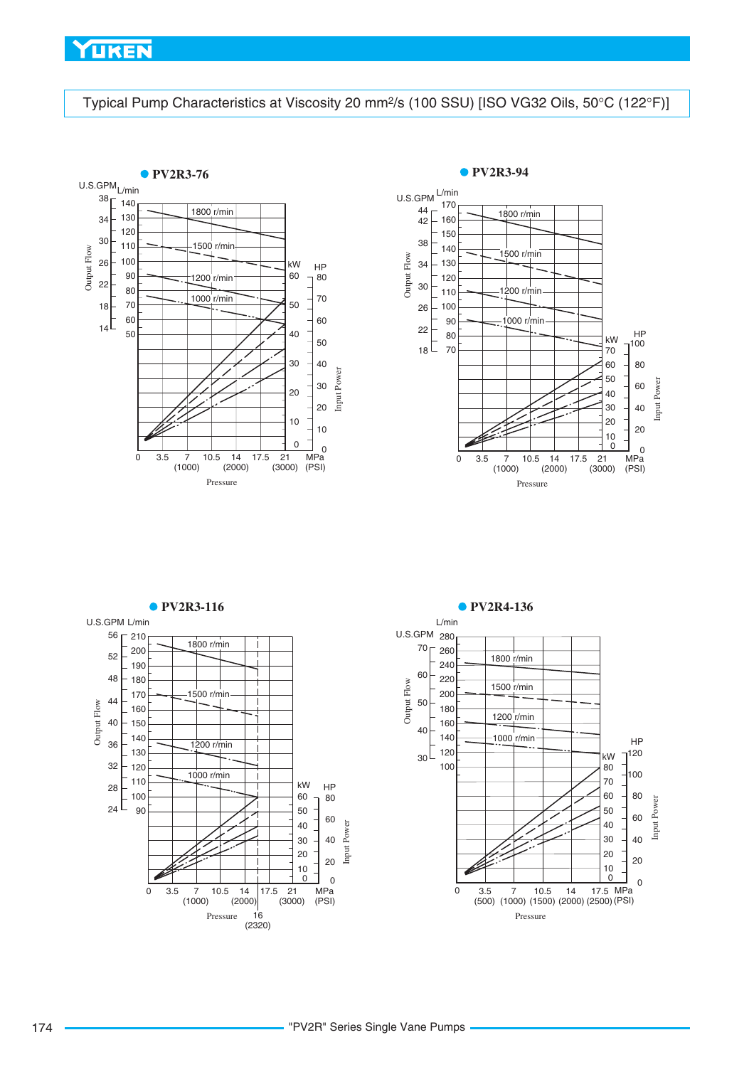## Typical Pump Characteristics at Viscosity 20 mm²/s (100 SSU) [ISO VG32 Oils, 50°C (122°F)]

### ● PV2R3-76

U.S.GPM L/min

Output Flow

1800 r/min
1500 r/min
1200 r/min
1000 r/min

kW HP

Input Power

0 3.5 7 (1000) 10.5 14 (2000) 17.5 21 (3000) MPa (PSI)

Pressure

### ● PV2R3-94

U.S.GPM L/min

Output Flow

1800 r/min
1500 r/min
1200 r/min
1000 r/min

kW HP

Input Power

0 3.5 7 (1000) 10.5 14 (2000) 17.5 21 (3000) MPa (PSI)

Pressure

### ● PV2R3-116

U.S.GPM L/min

Output Flow

1800 r/min
1500 r/min
1200 r/min
1000 r/min

kW HP

Input Power

0 3.5 7 (1000) 10.5 14 (2000) 17.5 21 (3000) MPa (PSI)

16 (2320)

Pressure

### ● PV2R4-136

U.S.GPM L/min

Output Flow

1800 r/min
1500 r/min
1200 r/min
1000 r/min

kW HP

Input Power

0 3.5 (500) 7 (1000) 10.5 (1500) 14 (2000) 17.5 (2500) MPa (PSI)

Pressure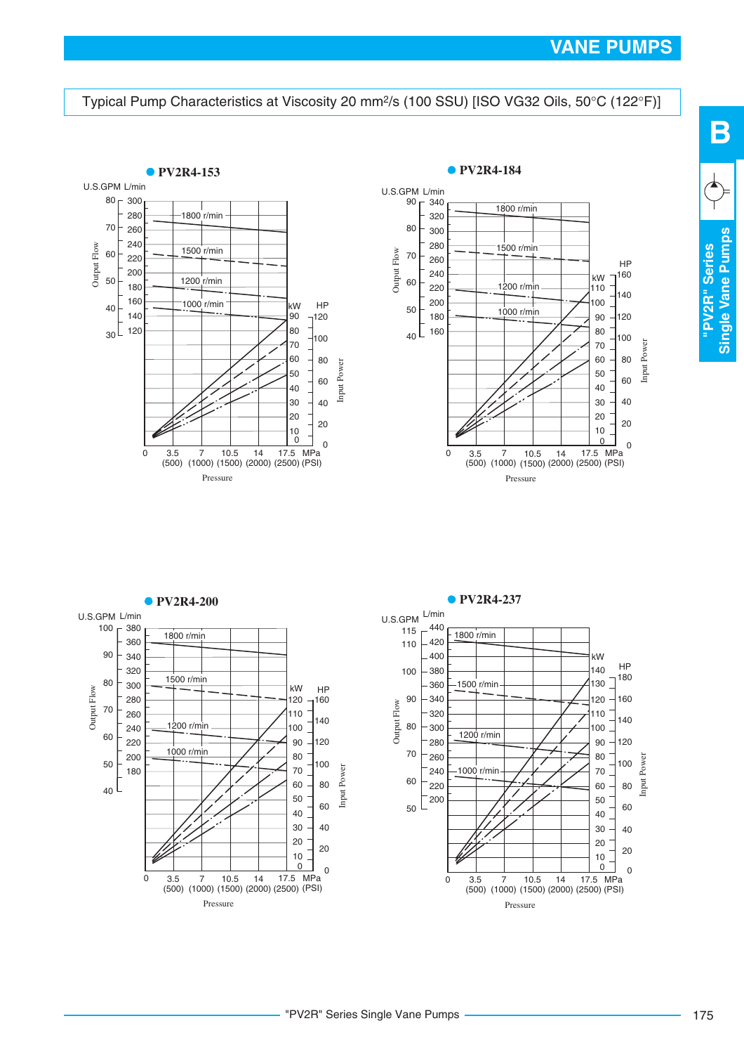# VANE PUMPS

Typical Pump Characteristics at Viscosity 20 mm²/s (100 SSU) [ISO VG32 Oils, 50°C (122°F)]

**● PV2R4-153**

U.S.GPM L/min

Output Flow: 80/300, 280, 70/260, 240, 60/220, 200, 50/180, 160, 40/140, 120, 30

1800 r/min, 1500 r/min, 1200 r/min, 1000 r/min

Input Power: kW 90, 80, 70, 60, 50, 40, 30, 20, 10, 0 — HP 120, 100, 80, 60, 40, 20, 0

Pressure: 0, 3.5 (500), 7 (1000), 10.5 (1500), 14 (2000), 17.5 (2500) MPa (PSI)

**● PV2R4-184**

U.S.GPM L/min

Output Flow: 90/340, 320, 80/300, 280, 70/260, 240, 60/220, 200, 50/180, 160, 40

1800 r/min, 1500 r/min, 1200 r/min, 1000 r/min

Input Power: kW 110, 100, 90, 80, 70, 60, 50, 40, 30, 20, 10, 0 — HP 160, 140, 120, 100, 80, 60, 40, 20, 0

Pressure: 0, 3.5 (500), 7 (1000), 10.5 (1500), 14 (2000), 17.5 (2500) MPa (PSI)

**● PV2R4-200**

U.S.GPM L/min

Output Flow: 100/380, 360, 90/340, 320, 80/300, 280, 70/260, 240, 60/220, 200, 50/180, 40

1800 r/min, 1500 r/min, 1200 r/min, 1000 r/min

Input Power: kW 120, 110, 100, 90, 80, 70, 60, 50, 40, 30, 20, 10, 0 — HP 160, 140, 120, 100, 80, 60, 40, 20, 0

Pressure: 0, 3.5 (500), 7 (1000), 10.5 (1500), 14 (2000), 17.5 (2500) MPa (PSI)

**● PV2R4-237**

U.S.GPM L/min

Output Flow: 115/440, 110/420, 400, 100/380, 360, 90/340, 320, 80/300, 280, 70/260, 240, 60/220, 200, 50

1800 r/min, 1500 r/min, 1200 r/min, 1000 r/min

Input Power: kW 140, 130, 120, 110, 100, 90, 80, 70, 60, 50, 40, 30, 20, 10, 0 — HP 180, 160, 140, 120, 100, 80, 60, 40, 20, 0

Pressure: 0, 3.5 (500), 7 (1000), 10.5 (1500), 14 (2000), 17.5 (2500) MPa (PSI)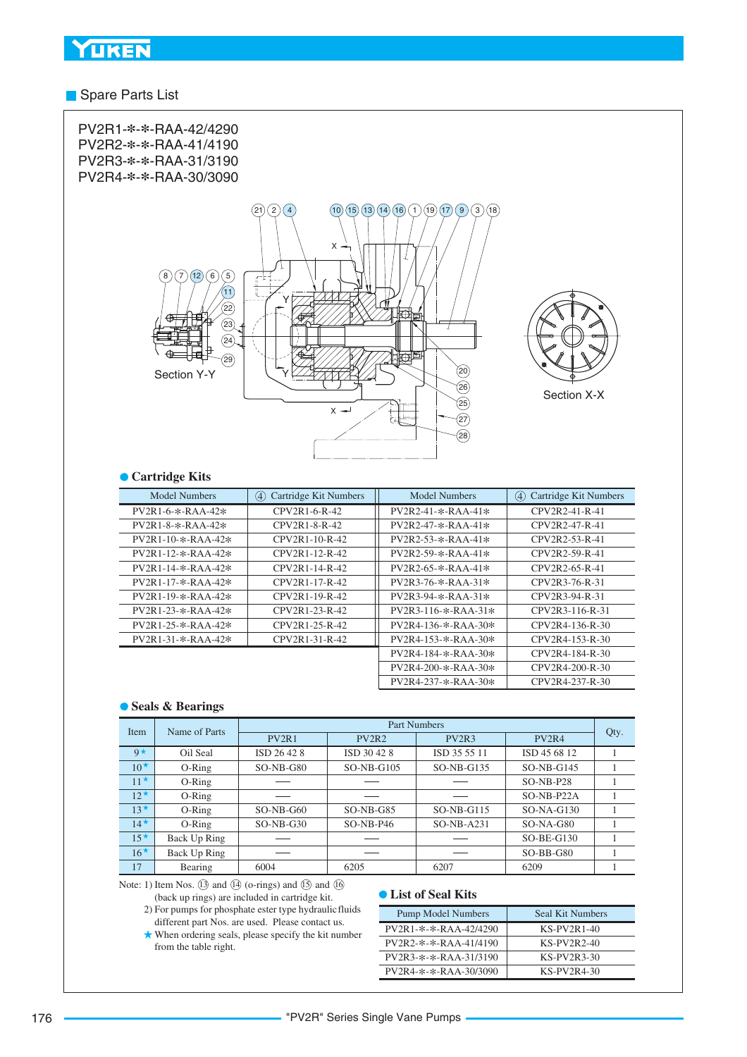## Spare Parts List

PV2R1-✻-✻-RAA-42/4290
PV2R2-✻-✻-RAA-41/4190
PV2R3-✻-✻-RAA-31/3190
PV2R4-✻-✻-RAA-30/3090

Section Y-Y

Section X-X

### Cartridge Kits

| Model Numbers | ④ Cartridge Kit Numbers | Model Numbers | ④ Cartridge Kit Numbers |
|---|---|---|---|
| PV2R1-6-✻-RAA-42✻ | CPV2R1-6-R-42 | PV2R2-41-✻-RAA-41✻ | CPV2R2-41-R-41 |
| PV2R1-8-✻-RAA-42✻ | CPV2R1-8-R-42 | PV2R2-47-✻-RAA-41✻ | CPV2R2-47-R-41 |
| PV2R1-10-✻-RAA-42✻ | CPV2R1-10-R-42 | PV2R2-53-✻-RAA-41✻ | CPV2R2-53-R-41 |
| PV2R1-12-✻-RAA-42✻ | CPV2R1-12-R-42 | PV2R2-59-✻-RAA-41✻ | CPV2R2-59-R-41 |
| PV2R1-14-✻-RAA-42✻ | CPV2R1-14-R-42 | PV2R2-65-✻-RAA-41✻ | CPV2R2-65-R-41 |
| PV2R1-17-✻-RAA-42✻ | CPV2R1-17-R-42 | PV2R3-76-✻-RAA-31✻ | CPV2R3-76-R-31 |
| PV2R1-19-✻-RAA-42✻ | CPV2R1-19-R-42 | PV2R3-94-✻-RAA-31✻ | CPV2R3-94-R-31 |
| PV2R1-23-✻-RAA-42✻ | CPV2R1-23-R-42 | PV2R3-116-✻-RAA-31✻ | CPV2R3-116-R-31 |
| PV2R1-25-✻-RAA-42✻ | CPV2R1-25-R-42 | PV2R4-136-✻-RAA-30✻ | CPV2R4-136-R-30 |
| PV2R1-31-✻-RAA-42✻ | CPV2R1-31-R-42 | PV2R4-153-✻-RAA-30✻ | CPV2R4-153-R-30 |
| | | PV2R4-184-✻-RAA-30✻ | CPV2R4-184-R-30 |
| | | PV2R4-200-✻-RAA-30✻ | CPV2R4-200-R-30 |
| | | PV2R4-237-✻-RAA-30✻ | CPV2R4-237-R-30 |

### Seals & Bearings

| Item | Name of Parts | Part Numbers | | | | Qty. |
|---|---|---|---|---|---|---|
| | | PV2R1 | PV2R2 | PV2R3 | PV2R4 | |
| 9★ | Oil Seal | ISD 26 42 8 | ISD 30 42 8 | ISD 35 55 11 | ISD 45 68 12 | 1 |
| 10★ | O-Ring | SO-NB-G80 | SO-NB-G105 | SO-NB-G135 | SO-NB-G145 | 1 |
| 11★ | O-Ring | — | — | — | SO-NB-P28 | 1 |
| 12★ | O-Ring | — | — | — | SO-NB-P22A | 1 |
| 13★ | O-Ring | SO-NB-G60 | SO-NB-G85 | SO-NB-G115 | SO-NA-G130 | 1 |
| 14★ | O-Ring | SO-NB-G30 | SO-NB-P46 | SO-NB-A231 | SO-NA-G80 | 1 |
| 15★ | Back Up Ring | — | — | — | SO-BE-G130 | 1 |
| 16★ | Back Up Ring | — | — | — | SO-BB-G80 | 1 |
| 17 | Bearing | 6004 | 6205 | 6207 | 6209 | 1 |

Note: 1) Item Nos. ⑬ and ⑭ (o-rings) and ⑮ and ⑯ (back up rings) are included in cartridge kit.
2) For pumps for phosphate ester type hydraulic fluids different part Nos. are used. Please contact us.
★ When ordering seals, please specify the kit number from the table right.

### List of Seal Kits

| Pump Model Numbers | Seal Kit Numbers |
|---|---|
| PV2R1-✻-✻-RAA-42/4290 | KS-PV2R1-40 |
| PV2R2-✻-✻-RAA-41/4190 | KS-PV2R2-40 |
| PV2R3-✻-✻-RAA-31/3190 | KS-PV2R3-30 |
| PV2R4-✻-✻-RAA-30/3090 | KS-PV2R4-30 |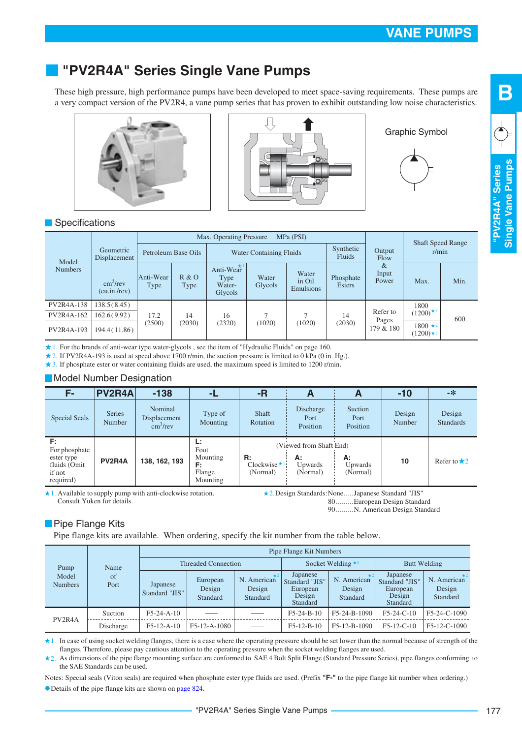# "PV2R4A" Series Single Vane Pumps

These high pressure, high performance pumps have been developed to meet space-saving requirements. These pumps are a very compact version of the PV2R4, a vane pump series that has proven to exhibit outstanding low noise characteristics.

Graphic Symbol

## Specifications

| Model Numbers | Geometric Displacement cm³/rev (cu.in./rev) | Max. Operating Pressure MPa (PSI) | | | | | | Output Flow & Input Power | Shaft Speed Range r/min | |
|---|---|---|---|---|---|---|---|---|---|---|
| | | Petroleum Base Oils | | Water Containing Fluids | | | Synthetic Fluids | | | |
| | | Anti-Wear Type | R & O Type | Anti-Wear Type Water-Glycols ★1 | Water Glycols | Water in Oil Emulsions | Phosphate Esters | | Max. | Min. |
| PV2R4A-138 | 138.5 (8.45) | 17.2 (2500) | 14 (2030) | 16 (2320) | 7 (1020) | 7 (1020) | 14 (2030) | Refer to Pages 179 & 180 | 1800 (1200)★3 | 600 |
| PV2R4A-162 | 162.6 (9.92) | | | | | | | | | |
| PV2R4A-193 | 194.4 (11.86) | | | | | | | | 1800 ★2 (1200)★3 | |

★1. For the brands of anti-wear type water-glycols , see the item of "Hydraulic Fluids" on page 160.
★2. If PV2R4A-193 is used at speed above 1700 r/min, the suction pressure is limited to 0 kPa (0 in. Hg.).
★3. If phosphate ester or water containing fluids are used, the maximum speed is limited to 1200 r/min.

## Model Number Designation

| F- | PV2R4A | -138 | -L | -R | A | A | -10 | -* |
|---|---|---|---|---|---|---|---|---|
| Special Seals | Series Number | Nominal Displacement cm³/rev | Type of Mounting | Shaft Rotation | Discharge Port Position | Suction Port Position | Design Number | Design Standards |
| F: For phosphate ester type fluids (Omit if not required) | PV2R4A | 138, 162, 193 | L: Foot Mounting F: Flange Mounting | (Viewed from Shaft End) R: Clockwise ★1 (Normal) | A: Upwards (Normal) | A: Upwards (Normal) | 10 | Refer to ★2 |

★1. Available to supply pump with anti-clockwise rotation. Consult Yuken for details.

★2. Design Standards: None.....Japanese Standard "JIS"
80.........European Design Standard
90.........N. American Design Standard

## Pipe Flange Kits

Pipe flange kits are available. When ordering, specify the kit number from the table below.

| Pump Model Numbers | Name of Port | Pipe Flange Kit Numbers | | | | | | |
|---|---|---|---|---|---|---|---|---|
| | | Threaded Connection | | | Socket Welding ★1 | | Butt Welding | |
| | | Japanese Standard "JIS" | European Design Standard | N. American Design Standard ★2 | Japanese Standard "JIS" European Design Standard | N. American Design Standard ★2 | Japanese Standard "JIS" European Design Standard | N. American Design Standard ★2 |
| PV2R4A | Suction | F5-24-A-10 | — | — | F5-24-B-10 | F5-24-B-1090 | F5-24-C-10 | F5-24-C-1090 |
| | Discharge | F5-12-A-10 | F5-12-A-1080 | — | F5-12-B-10 | F5-12-B-1090 | F5-12-C-10 | F5-12-C-1090 |

★1. In case of using socket welding flanges, there is a case where the operating pressure should be set lower than the normal because of strength of the flanges. Therefore, please pay cautious attention to the operating pressure when the socket welding flanges are used.
★2. As dimensions of the pipe flange mounting surface are conformed to SAE 4 Bolt Split Flange (Standard Pressure Series), pipe flanges conforming to the SAE Standards can be used.

Notes: Special seals (Viton seals) are required when phosphate ester type fluids are used. (Prefix **"F-"** to the pipe flange kit number when ordering.)

● Details of the pipe flange kits are shown on page 824.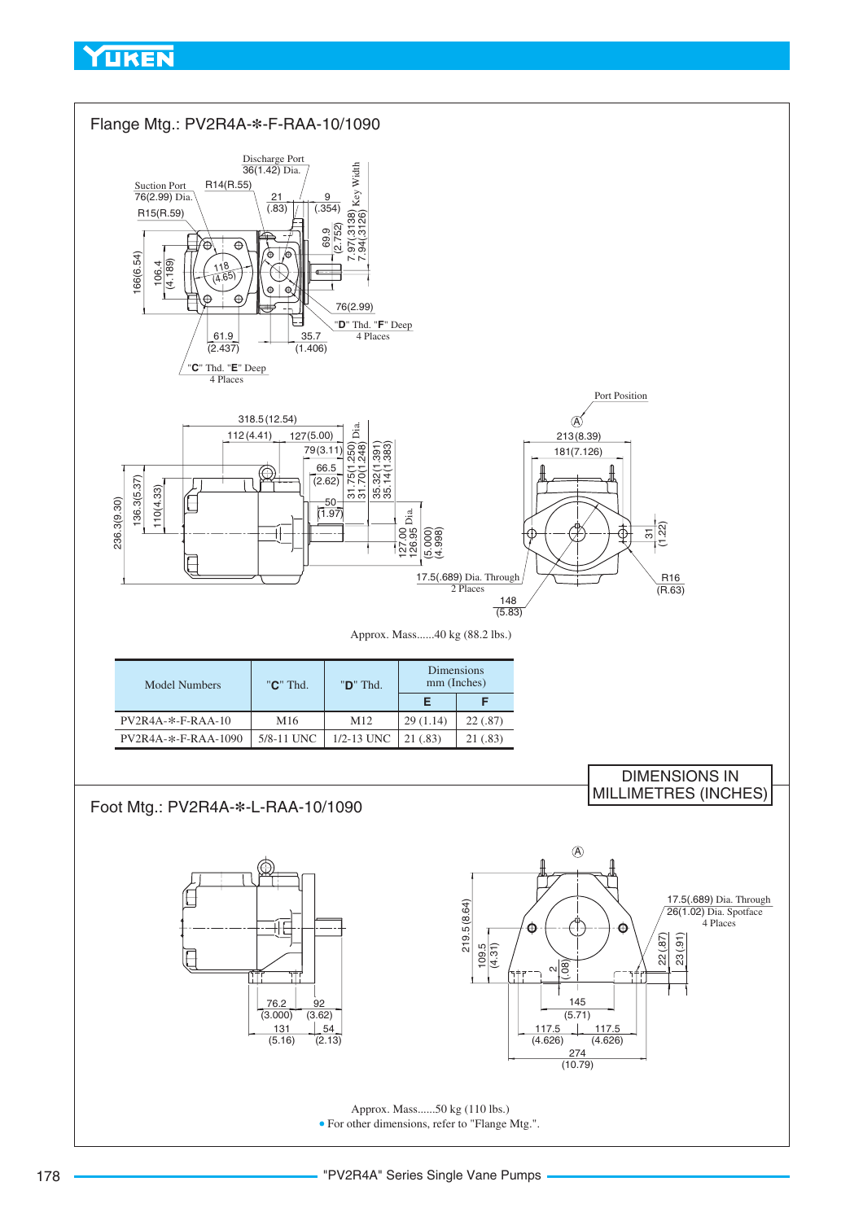## Flange Mtg.: PV2R4A-✻-F-RAA-10/1090

Approx. Mass......40 kg (88.2 lbs.)

| Model Numbers | "C" Thd. | "D" Thd. | Dimensions mm (Inches) | |
|---|---|---|---|---|
| | | | E | F |
| PV2R4A-✻-F-RAA-10 | M16 | M12 | 29 (1.14) | 22 (.87) |
| PV2R4A-✻-F-RAA-1090 | 5/8-11 UNC | 1/2-13 UNC | 21 (.83) | 21 (.83) |

DIMENSIONS IN MILLIMETRES (INCHES)

## Foot Mtg.: PV2R4A-✻-L-RAA-10/1090

Approx. Mass......50 kg (110 lbs.)

- For other dimensions, refer to "Flange Mtg.".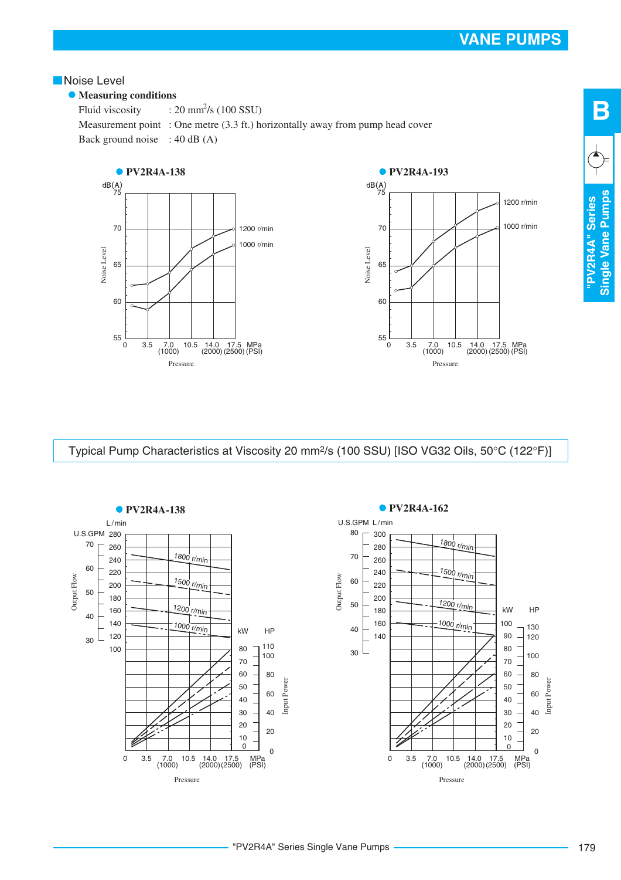## Noise Level

- **Measuring conditions**

Fluid viscosity : 20 mm$^2$/s (100 SSU)
Measurement point : One metre (3.3 ft.) horizontally away from pump head cover
Back ground noise : 40 dB (A)

- **PV2R4A-138**

- **PV2R4A-193**

Typical Pump Characteristics at Viscosity 20 mm$^2$/s (100 SSU) [ISO VG32 Oils, 50°C (122°F)]

- **PV2R4A-138**

- **PV2R4A-162**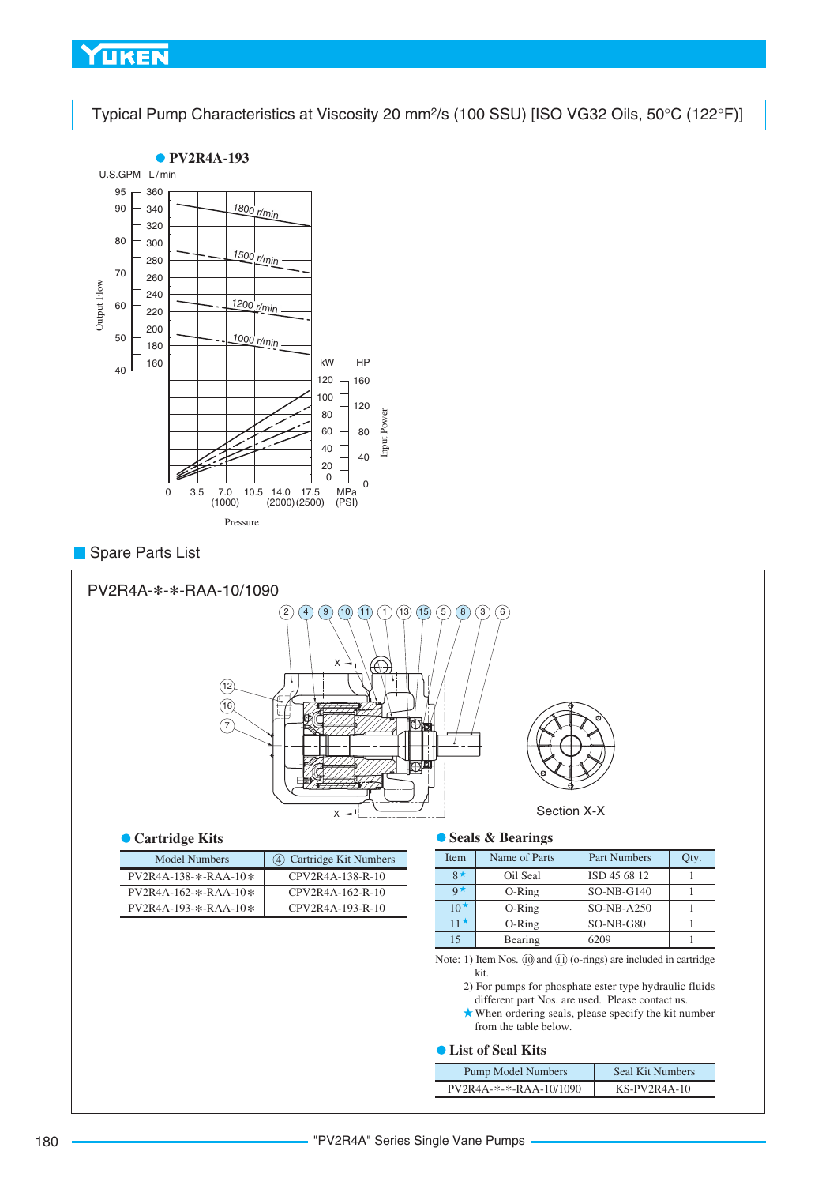## Typical Pump Characteristics at Viscosity 20 mm²/s (100 SSU) [ISO VG32 Oils, 50°C (122°F)]

● **PV2R4A-193**

U.S.GPM L/min

Output Flow

1800 r/min
1500 r/min
1200 r/min
1000 r/min

kW HP

Input Power

0 3.5 7.0 (1000) 10.5 14.0 (2000) 17.5 (2500) MPa (PSI)

Pressure

## Spare Parts List

### PV2R4A-✻-✻-RAA-10/1090

Section X-X

### ● Cartridge Kits

| Model Numbers | ④ Cartridge Kit Numbers |
|---|---|
| PV2R4A-138-✻-RAA-10✻ | CPV2R4A-138-R-10 |
| PV2R4A-162-✻-RAA-10✻ | CPV2R4A-162-R-10 |
| PV2R4A-193-✻-RAA-10✻ | CPV2R4A-193-R-10 |

### ● Seals & Bearings

| Item | Name of Parts | Part Numbers | Qty. |
|---|---|---|---|
| 8★ | Oil Seal | ISD 45 68 12 | 1 |
| 9★ | O-Ring | SO-NB-G140 | 1 |
| 10★ | O-Ring | SO-NB-A250 | 1 |
| 11★ | O-Ring | SO-NB-G80 | 1 |
| 15 | Bearing | 6209 | 1 |

Note: 1) Item Nos. ⑩ and ⑪ (o-rings) are included in cartridge kit.
2) For pumps for phosphate ester type hydraulic fluids different part Nos. are used. Please contact us.
★ When ordering seals, please specify the kit number from the table below.

### ● List of Seal Kits

| Pump Model Numbers | Seal Kit Numbers |
|---|---|
| PV2R4A-✻-✻-RAA-10/1090 | KS-PV2R4A-10 |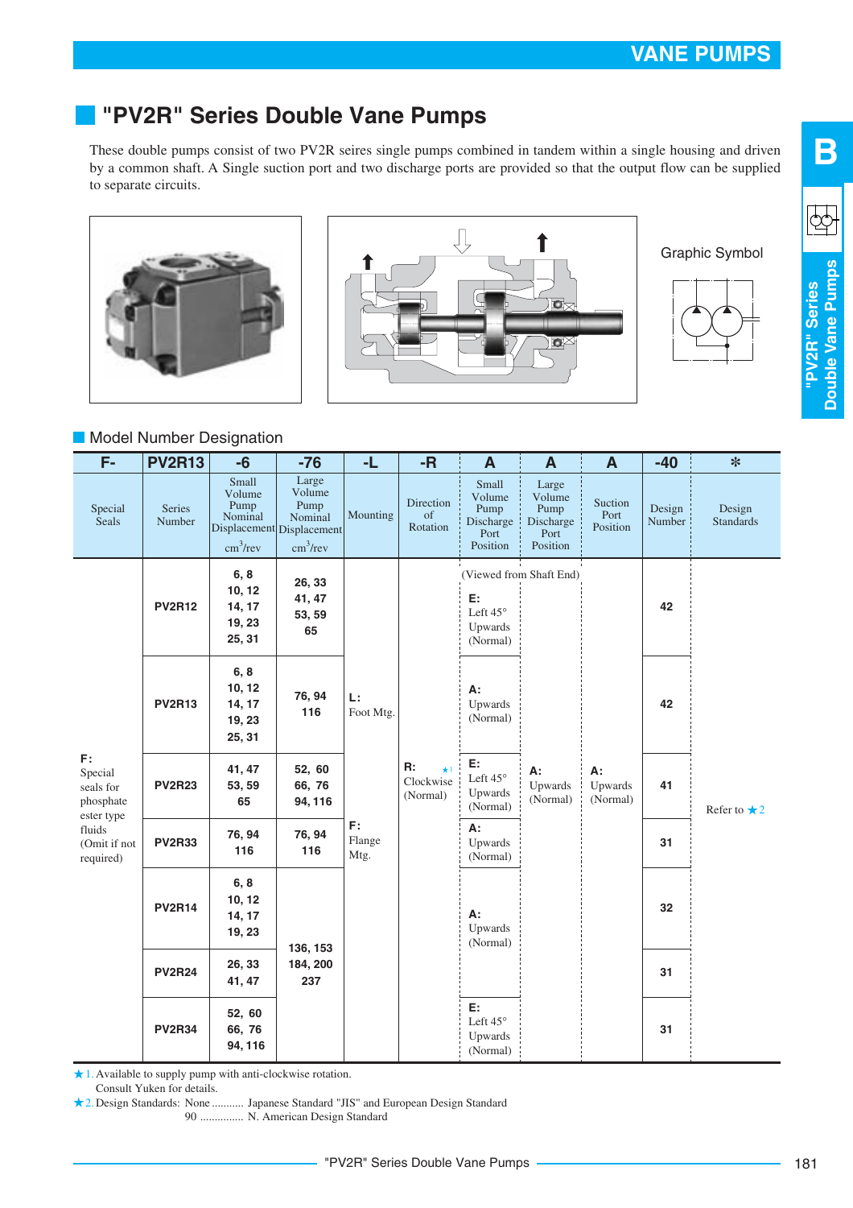## "PV2R" Series Double Vane Pumps

These double pumps consist of two PV2R seires single pumps combined in tandem within a single housing and driven by a common shaft. A Single suction port and two discharge ports are provided so that the output flow can be supplied to separate circuits.

Graphic Symbol

### Model Number Designation

| F- | PV2R13 | -6 | -76 | -L | -R | A | A | A | -40 | * |
|---|---|---|---|---|---|---|---|---|---|---|
| Special Seals | Series Number | Small Volume Pump Nominal Displacement cm³/rev | Large Volume Pump Nominal Displacement cm³/rev | Mounting | Direction of Rotation | Small Volume Pump Discharge Port Position | Large Volume Pump Discharge Port Position | Suction Port Position | Design Number | Design Standards |
| F: Special seals for phosphate ester type fluids (Omit if not required) | PV2R12 | 6, 8 10, 12 14, 17 19, 23 25, 31 | 26, 33 41, 47 53, 59 65 | L: Foot Mtg. | R: ★1 Clockwise (Normal) | (Viewed from Shaft End) E: Left 45° Upwards (Normal) | A: Upwards (Normal) | A: Upwards (Normal) | 42 | Refer to ★2 |
| | PV2R13 | 6, 8 10, 12 14, 17 19, 23 25, 31 | 76, 94 116 | | | A: Upwards (Normal) | | | 42 | |
| | PV2R23 | 41, 47 53, 59 65 | 52, 60 66, 76 94, 116 | | | E: Left 45° Upwards (Normal) | | | 41 | |
| | PV2R33 | 76, 94 116 | 76, 94 116 | F: Flange Mtg. | | A: Upwards (Normal) | | | 31 | |
| | PV2R14 | 6, 8 10, 12 14, 17 19, 23 | 136, 153 184, 200 237 | | | A: Upwards (Normal) | | | 32 | |
| | PV2R24 | 26, 33 41, 47 | | | | | | | 31 | |
| | PV2R34 | 52, 60 66, 76 94, 116 | | | | E: Left 45° Upwards (Normal) | | | 31 | |

★1. Available to supply pump with anti-clockwise rotation.
Consult Yuken for details.

★2. Design Standards: None ........... Japanese Standard "JIS" and European Design Standard
90 ............... N. American Design Standard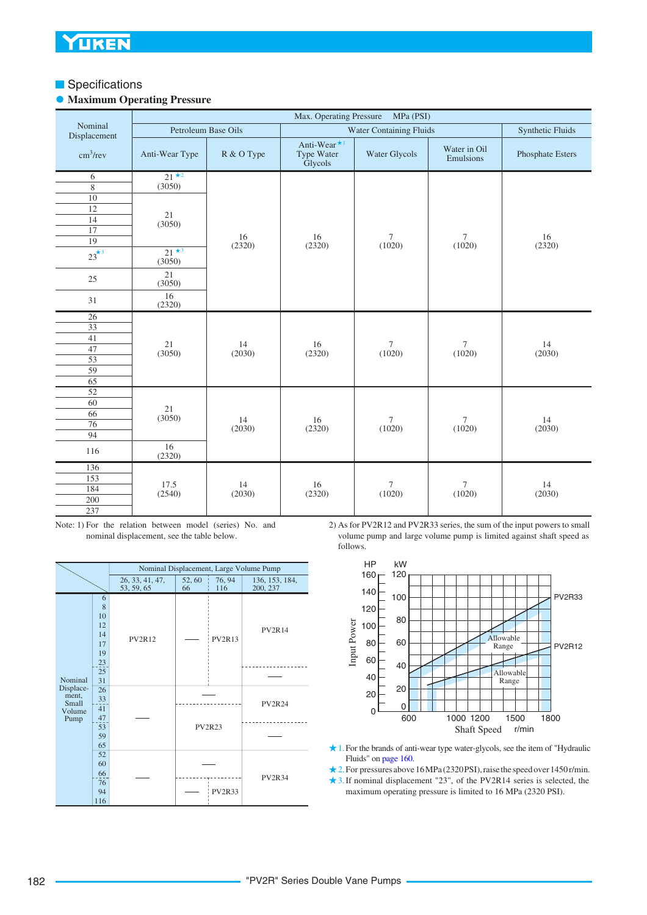## Specifications

### Maximum Operating Pressure

| Nominal Displacement cm³/rev | Max. Operating Pressure MPa (PSI) | | | | | |
|---|---|---|---|---|---|---|
| | Petroleum Base Oils | | Water Containing Fluids | | | Synthetic Fluids |
| | Anti-Wear Type | R & O Type | Anti-Wear ★1 Type Water Glycols | Water Glycols | Water in Oil Emulsions | Phosphate Esters |
| 6, 8 | 21 ★2 (3050) | 16 (2320) | 16 (2320) | 7 (1020) | 7 (1020) | 16 (2320) |
| 10, 12, 14, 17, 19 | 21 (3050) | 16 (2320) | 16 (2320) | 7 (1020) | 7 (1020) | 16 (2320) |
| 23 ★3 | 21 ★3 (3050) | 16 (2320) | 16 (2320) | 7 (1020) | 7 (1020) | 16 (2320) |
| 25 | 21 (3050) | 16 (2320) | 16 (2320) | 7 (1020) | 7 (1020) | 16 (2320) |
| 31 | 16 (2320) | 16 (2320) | 16 (2320) | 7 (1020) | 7 (1020) | 16 (2320) |
| 26, 33, 41, 47, 53, 59, 65 | 21 (3050) | 14 (2030) | 16 (2320) | 7 (1020) | 7 (1020) | 14 (2030) |
| 52, 60, 66, 76, 94 | 21 (3050) | 14 (2030) | 16 (2320) | 7 (1020) | 7 (1020) | 14 (2030) |
| 116 | 16 (2320) | 14 (2030) | 16 (2320) | 7 (1020) | 7 (1020) | 14 (2030) |
| 136, 153, 184, 200, 237 | 17.5 (2540) | 14 (2030) | 16 (2320) | 7 (1020) | 7 (1020) | 14 (2030) |

Note: 1) For the relation between model (series) No. and nominal displacement, see the table below.

| Nominal Displacement, Small Volume Pump | Nominal Displacement, Large Volume Pump: 26, 33, 41, 47, 53, 59, 65 | 52, 60, 66 | 76, 94, 116 | 136, 153, 184, 200, 237 |
|---|---|---|---|---|
| 6, 8, 10, 12, 14, 17, 19, 23 | PV2R12 | — | PV2R13 | PV2R14 |
| 25, 31 | PV2R12 | — | PV2R13 | — |
| 26, 33 | — | — | — | PV2R24 |
| 41, 47 | — | PV2R23 | PV2R23 | PV2R24 |
| 53, 59, 65 | — | PV2R23 | PV2R23 | — |
| 52, 60 | — | — | — | PV2R34 |
| 66, 76, 94, 116 | — | — | PV2R33 | PV2R34 |

2) As for PV2R12 and PV2R33 series, the sum of the input powers to small volume pump and large volume pump is limited against shaft speed as follows.

(Graph: Input Power [HP / kW] vs. Shaft Speed [r/min], showing Allowable Range for PV2R33 and PV2R12.)

★1. For the brands of anti-wear type water-glycols, see the item of "Hydraulic Fluids" on page 160.

★2. For pressures above 16 MPa (2320 PSI), raise the speed over 1450 r/min.

★3. If nominal displacement "23", of the PV2R14 series is selected, the maximum operating pressure is limited to 16 MPa (2320 PSI).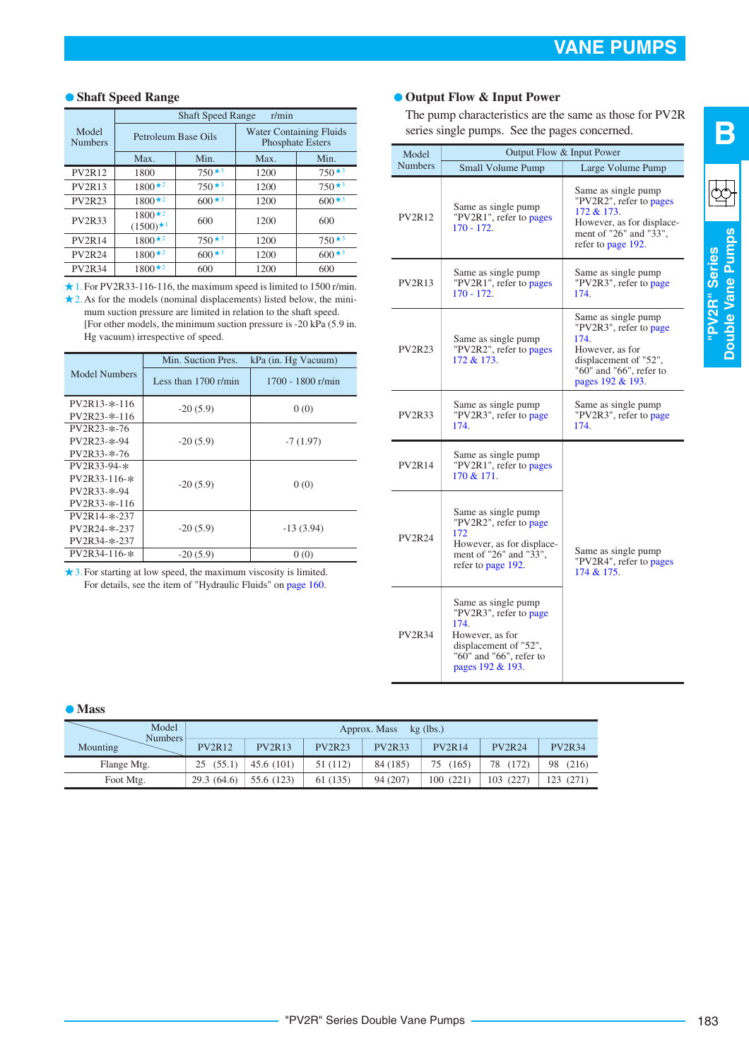# VANE PUMPS

## Shaft Speed Range

| Model Numbers | Shaft Speed Range r/min | | | |
|---|---|---|---|---|
| | Petroleum Base Oils | | Water Containing Fluids Phosphate Esters | |
| | Max. | Min. | Max. | Min. |
| PV2R12 | 1800 | 750★3 | 1200 | 750★3 |
| PV2R13 | 1800★2 | 750★3 | 1200 | 750★3 |
| PV2R23 | 1800★2 | 600★3 | 1200 | 600★3 |
| PV2R33 | 1800★2 (1500)★1 | 600 | 1200 | 600 |
| PV2R14 | 1800★2 | 750★3 | 1200 | 750★3 |
| PV2R24 | 1800★2 | 600★3 | 1200 | 600★3 |
| PV2R34 | 1800★2 | 600 | 1200 | 600 |

★1. For PV2R33-116-116, the maximum speed is limited to 1500 r/min.

★2. As for the models (nominal displacements) listed below, the minimum suction pressure are limited in relation to the shaft speed. [For other models, the minimum suction pressure is -20 kPa (5.9 in. Hg vacuum) irrespective of speed.

| Model Numbers | Min. Suction Pres. kPa (in. Hg Vacuum) | |
|---|---|---|
| | Less than 1700 r/min | 1700 - 1800 r/min |
| PV2R13-*-116<br>PV2R23-*-116 | -20 (5.9) | 0 (0) |
| PV2R23-*-76<br>PV2R23-*-94<br>PV2R33-*-76 | -20 (5.9) | -7 (1.97) |
| PV2R33-94-*<br>PV2R33-116-*<br>PV2R33-*-94<br>PV2R33-*-116 | -20 (5.9) | 0 (0) |
| PV2R14-*-237<br>PV2R24-*-237<br>PV2R34-*-237 | -20 (5.9) | -13 (3.94) |
| PV2R34-116-* | -20 (5.9) | 0 (0) |

★3. For starting at low speed, the maximum viscosity is limited. For details, see the item of "Hydraulic Fluids" on page 160.

## Output Flow & Input Power

The pump characteristics are the same as those for PV2R series single pumps. See the pages concerned.

| Model Numbers | Output Flow & Input Power | |
|---|---|---|
| | Small Volume Pump | Large Volume Pump |
| PV2R12 | Same as single pump "PV2R1", refer to pages 170 - 172. | Same as single pump "PV2R2", refer to pages 172 & 173. However, as for displacement of "26" and "33", refer to page 192. |
| PV2R13 | Same as single pump "PV2R1", refer to pages 170 - 172. | Same as single pump "PV2R3", refer to page 174. |
| PV2R23 | Same as single pump "PV2R2", refer to pages 172 & 173. | Same as single pump "PV2R3", refer to page 174. However, as for displacement of "52", "60" and "66", refer to pages 192 & 193. |
| PV2R33 | Same as single pump "PV2R3", refer to page 174. | Same as single pump "PV2R3", refer to page 174. |
| PV2R14 | Same as single pump "PV2R1", refer to pages 170 & 171. | Same as single pump "PV2R4", refer to pages 174 & 175. |
| PV2R24 | Same as single pump "PV2R2", refer to page 172. However, as for displacement of "26" and "33", refer to page 192. | Same as single pump "PV2R4", refer to pages 174 & 175. |
| PV2R34 | Same as single pump "PV2R3", refer to page 174. However, as for displacement of "52", "60" and "66", refer to pages 192 & 193. | Same as single pump "PV2R4", refer to pages 174 & 175. |

## Mass

| Mounting \ Model Numbers | Approx. Mass kg (lbs.) | | | | | | |
|---|---|---|---|---|---|---|---|
| | PV2R12 | PV2R13 | PV2R23 | PV2R33 | PV2R14 | PV2R24 | PV2R34 |
| Flange Mtg. | 25 (55.1) | 45.6 (101) | 51 (112) | 84 (185) | 75 (165) | 78 (172) | 98 (216) |
| Foot Mtg. | 29.3 (64.6) | 55.6 (123) | 61 (135) | 94 (207) | 100 (221) | 103 (227) | 123 (271) |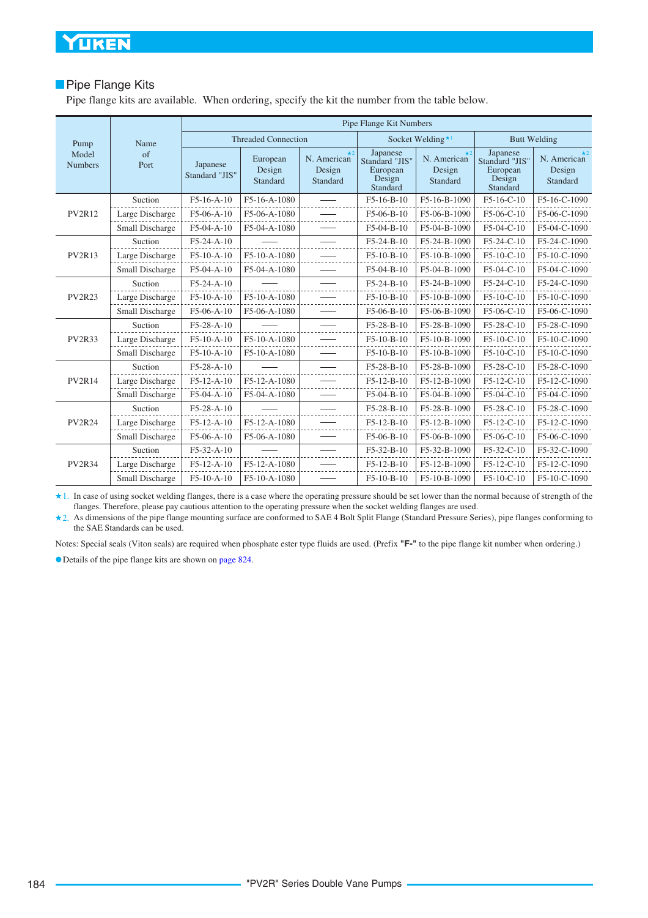## Pipe Flange Kits

Pipe flange kits are available. When ordering, specify the kit the number from the table below.

| Pump Model Numbers | Name of Port | Pipe Flange Kit Numbers | | | | | | | |
|---|---|---|---|---|---|---|---|---|---|
| | | Threaded Connection | | | Socket Welding ★1 | | Butt Welding | | |
| | | Japanese Standard "JIS" | European Design Standard | N. American Design Standard ★2 | Japanese Standard "JIS" European Design Standard | N. American Design Standard ★2 | Japanese Standard "JIS" European Design Standard | N. American Design Standard ★2 |
| PV2R12 | Suction | F5-16-A-10 | F5-16-A-1080 | —— | F5-16-B-10 | F5-16-B-1090 | F5-16-C-10 | F5-16-C-1090 |
| | Large Discharge | F5-06-A-10 | F5-06-A-1080 | —— | F5-06-B-10 | F5-06-B-1090 | F5-06-C-10 | F5-06-C-1090 |
| | Small Discharge | F5-04-A-10 | F5-04-A-1080 | —— | F5-04-B-10 | F5-04-B-1090 | F5-04-C-10 | F5-04-C-1090 |
| PV2R13 | Suction | F5-24-A-10 | —— | —— | F5-24-B-10 | F5-24-B-1090 | F5-24-C-10 | F5-24-C-1090 |
| | Large Discharge | F5-10-A-10 | F5-10-A-1080 | —— | F5-10-B-10 | F5-10-B-1090 | F5-10-C-10 | F5-10-C-1090 |
| | Small Discharge | F5-04-A-10 | F5-04-A-1080 | —— | F5-04-B-10 | F5-04-B-1090 | F5-04-C-10 | F5-04-C-1090 |
| PV2R23 | Suction | F5-24-A-10 | —— | —— | F5-24-B-10 | F5-24-B-1090 | F5-24-C-10 | F5-24-C-1090 |
| | Large Discharge | F5-10-A-10 | F5-10-A-1080 | —— | F5-10-B-10 | F5-10-B-1090 | F5-10-C-10 | F5-10-C-1090 |
| | Small Discharge | F5-06-A-10 | F5-06-A-1080 | —— | F5-06-B-10 | F5-06-B-1090 | F5-06-C-10 | F5-06-C-1090 |
| PV2R33 | Suction | F5-28-A-10 | —— | —— | F5-28-B-10 | F5-28-B-1090 | F5-28-C-10 | F5-28-C-1090 |
| | Large Discharge | F5-10-A-10 | F5-10-A-1080 | —— | F5-10-B-10 | F5-10-B-1090 | F5-10-C-10 | F5-10-C-1090 |
| | Small Discharge | F5-10-A-10 | F5-10-A-1080 | —— | F5-10-B-10 | F5-10-B-1090 | F5-10-C-10 | F5-10-C-1090 |
| PV2R14 | Suction | F5-28-A-10 | —— | —— | F5-28-B-10 | F5-28-B-1090 | F5-28-C-10 | F5-28-C-1090 |
| | Large Discharge | F5-12-A-10 | F5-12-A-1080 | —— | F5-12-B-10 | F5-12-B-1090 | F5-12-C-10 | F5-12-C-1090 |
| | Small Discharge | F5-04-A-10 | F5-04-A-1080 | —— | F5-04-B-10 | F5-04-B-1090 | F5-04-C-10 | F5-04-C-1090 |
| PV2R24 | Suction | F5-28-A-10 | —— | —— | F5-28-B-10 | F5-28-B-1090 | F5-28-C-10 | F5-28-C-1090 |
| | Large Discharge | F5-12-A-10 | F5-12-A-1080 | —— | F5-12-B-10 | F5-12-B-1090 | F5-12-C-10 | F5-12-C-1090 |
| | Small Discharge | F5-06-A-10 | F5-06-A-1080 | —— | F5-06-B-10 | F5-06-B-1090 | F5-06-C-10 | F5-06-C-1090 |
| PV2R34 | Suction | F5-32-A-10 | —— | —— | F5-32-B-10 | F5-32-B-1090 | F5-32-C-10 | F5-32-C-1090 |
| | Large Discharge | F5-12-A-10 | F5-12-A-1080 | —— | F5-12-B-10 | F5-12-B-1090 | F5-12-C-10 | F5-12-C-1090 |
| | Small Discharge | F5-10-A-10 | F5-10-A-1080 | —— | F5-10-B-10 | F5-10-B-1090 | F5-10-C-10 | F5-10-C-1090 |

★1. In case of using socket welding flanges, there is a case where the operating pressure should be set lower than the normal because of strength of the flanges. Therefore, please pay cautious attention to the operating pressure when the socket welding flanges are used.

★2. As dimensions of the pipe flange mounting surface are conformed to SAE 4 Bolt Split Flange (Standard Pressure Series), pipe flanges conforming to the SAE Standards can be used.

Notes: Special seals (Viton seals) are required when phosphate ester type fluids are used. (Prefix **"F-"** to the pipe flange kit number when ordering.)

● Details of the pipe flange kits are shown on page 824.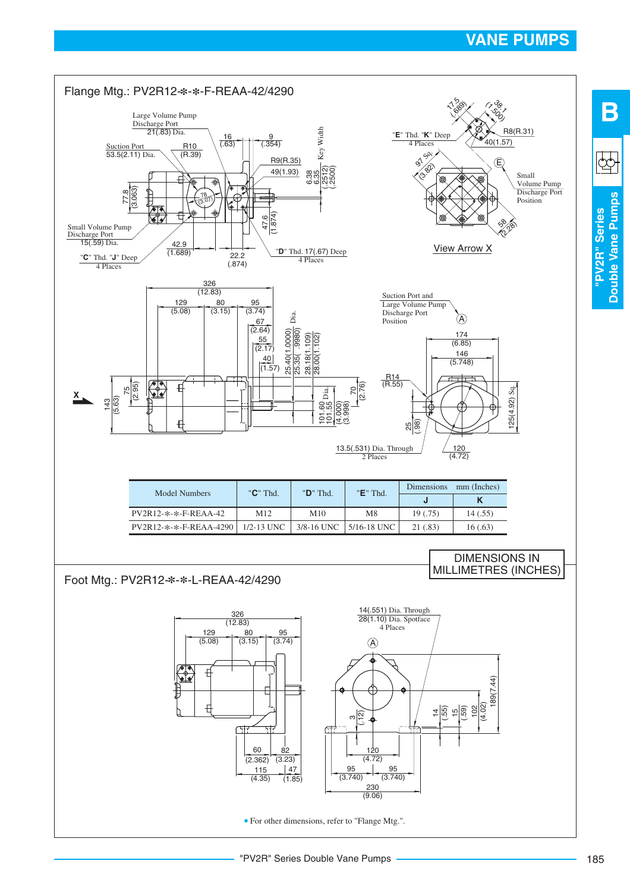## Flange Mtg.: PV2R12-\*-\*-F-REAA-42/4290

Large Volume Pump Discharge Port 21(.83) Dia.

Suction Port 53.5(2.11) Dia.

Small Volume Pump Discharge Port 15(.59) Dia.

"C" Thd. "J" Deep 4 Places

"D" Thd. 17(.67) Deep 4 Places

"E" Thd. "K" Deep 4 Places

Small Volume Pump Discharge Port Position

View Arrow X

Suction Port and Large Volume Pump Discharge Port Position

13.5(.531) Dia. Through 2 Places

| Model Numbers | "C" Thd. | "D" Thd. | "E" Thd. | Dimensions mm (Inches) | |
|---|---|---|---|---|---|
| | | | | J | K |
| PV2R12-\*-\*-F-REAA-42 | M12 | M10 | M8 | 19 (.75) | 14 (.55) |
| PV2R12-\*-\*-F-REAA-4290 | 1/2-13 UNC | 3/8-16 UNC | 5/16-18 UNC | 21 (.83) | 16 (.63) |

DIMENSIONS IN MILLIMETRES (INCHES)

## Foot Mtg.: PV2R12-\*-\*-L-REAA-42/4290

14(.551) Dia. Through 28(1.10) Dia. Spotface 4 Places

- For other dimensions, refer to "Flange Mtg.".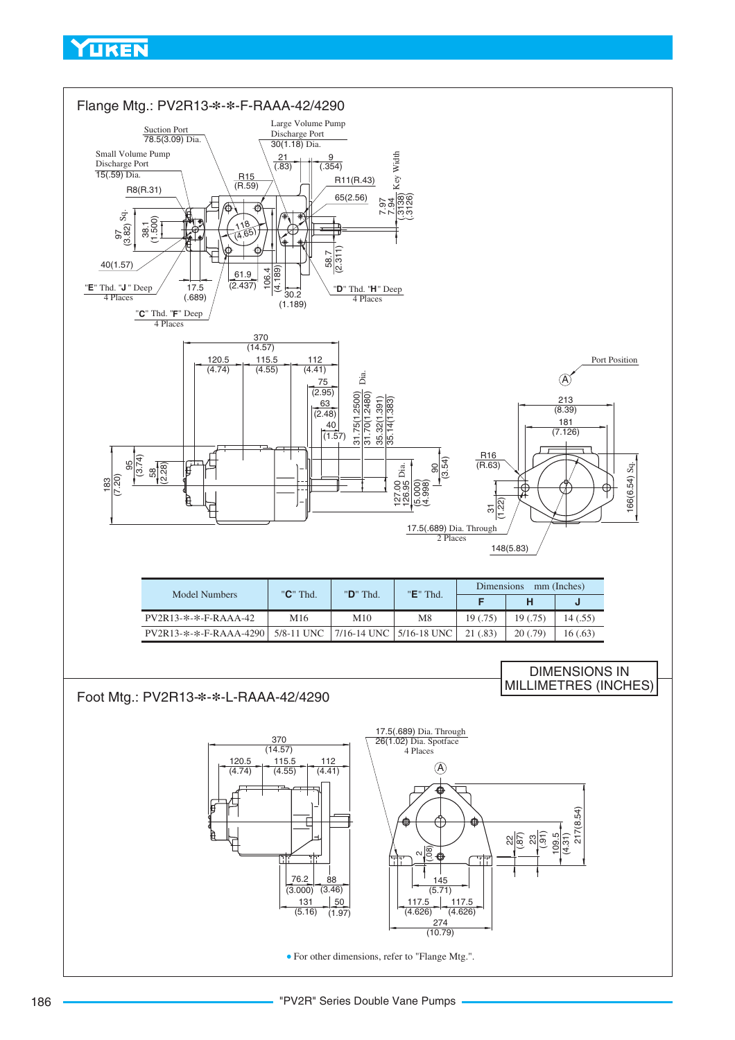## Flange Mtg.: PV2R13-✻-✻-F-RAAA-42/4290

Suction Port 78.5(3.09) Dia.

Large Volume Pump Discharge Port 30(1.18) Dia.

Small Volume Pump Discharge Port 15(.59) Dia.

"E" Thd. "J" Deep 4 Places

"C" Thd. "F" Deep 4 Places

"D" Thd. "H" Deep 4 Places

Key Width

Port Position

17.5(.689) Dia. Through 2 Places

| Model Numbers | "C" Thd. | "D" Thd. | "E" Thd. | Dimensions mm (Inches) | | |
|---|---|---|---|---|---|---|
| | | | | F | H | J |
| PV2R13-✻-✻-F-RAAA-42 | M16 | M10 | M8 | 19 (.75) | 19 (.75) | 14 (.55) |
| PV2R13-✻-✻-F-RAAA-4290 | 5/8-11 UNC | 7/16-14 UNC | 5/16-18 UNC | 21 (.83) | 20 (.79) | 16 (.63) |

DIMENSIONS IN MILLIMETRES (INCHES)

## Foot Mtg.: PV2R13-✻-✻-L-RAAA-42/4290

17.5(.689) Dia. Through 26(1.02) Dia. Spotface 4 Places

- For other dimensions, refer to "Flange Mtg.".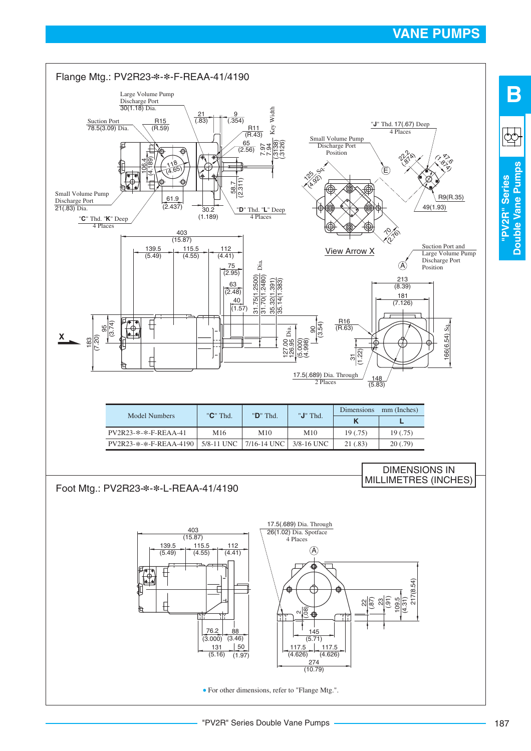# VANE PUMPS

## Flange Mtg.: PV2R23-✻-✻-F-REAA-41/4190

Large Volume Pump Discharge Port 30(1.18) Dia.

Suction Port 78.5(3.09) Dia.

Small Volume Pump Discharge Port 21(.83) Dia.

"C" Thd. "K" Deep 4 Places

"D" Thd. "L" Deep 4 Places

"J" Thd. 17(.67) Deep 4 Places

Small Volume Pump Discharge Port Position

View Arrow X

Suction Port and Large Volume Pump Discharge Port Position

17.5(.689) Dia. Through 2 Places

| Model Numbers | "C" Thd. | "D" Thd. | "J" Thd. | Dimensions mm (Inches) | |
|---|---|---|---|---|---|
| | | | | **K** | **L** |
| PV2R23-✻-✻-F-REAA-41 | M16 | M10 | M10 | 19 (.75) | 19 (.75) |
| PV2R23-✻-✻-F-REAA-4190 | 5/8-11 UNC | 7/16-14 UNC | 3/8-16 UNC | 21 (.83) | 20 (.79) |

DIMENSIONS IN MILLIMETRES (INCHES)

## Foot Mtg.: PV2R23-✻-✻-L-REAA-41/4190

17.5(.689) Dia. Through 26(1.02) Dia. Spotface 4 Places

- For other dimensions, refer to "Flange Mtg.".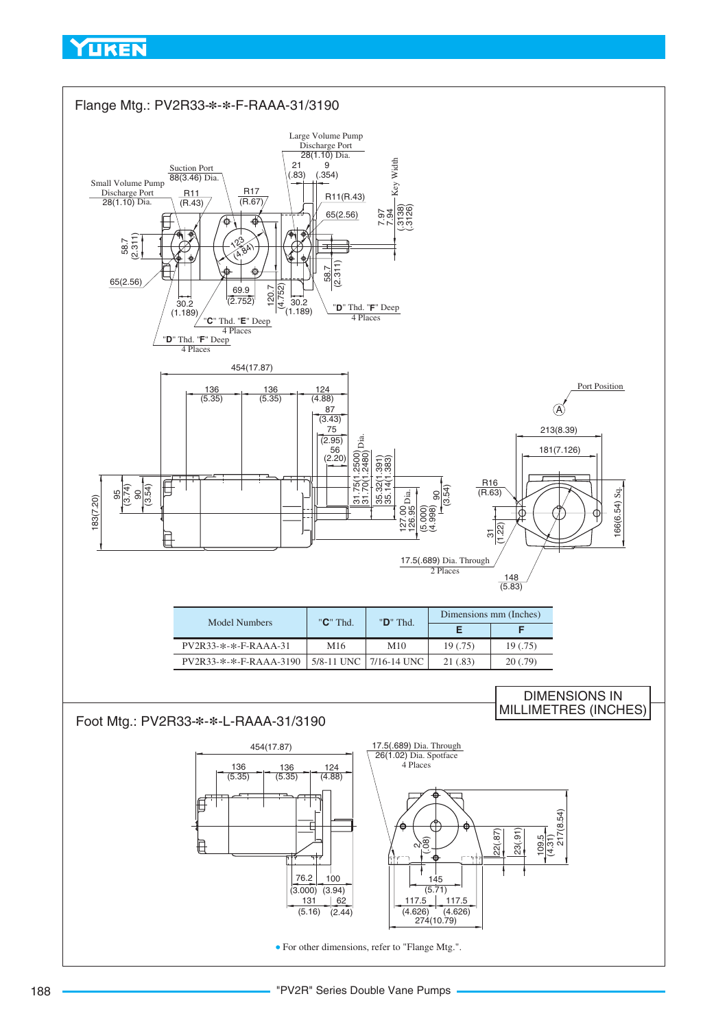## Flange Mtg.: PV2R33-*-*-F-RAAA-31/3190

| Model Numbers | "C" Thd. | "D" Thd. | Dimensions mm (Inches) | |
|---|---|---|---|---|
| | | | E | F |
| PV2R33-*-*-F-RAAA-31 | M16 | M10 | 19 (.75) | 19 (.75) |
| PV2R33-*-*-F-RAAA-3190 | 5/8-11 UNC | 7/16-14 UNC | 21 (.83) | 20 (.79) |

DIMENSIONS IN MILLIMETRES (INCHES)

## Foot Mtg.: PV2R33-*-*-L-RAAA-31/3190

- For other dimensions, refer to "Flange Mtg.".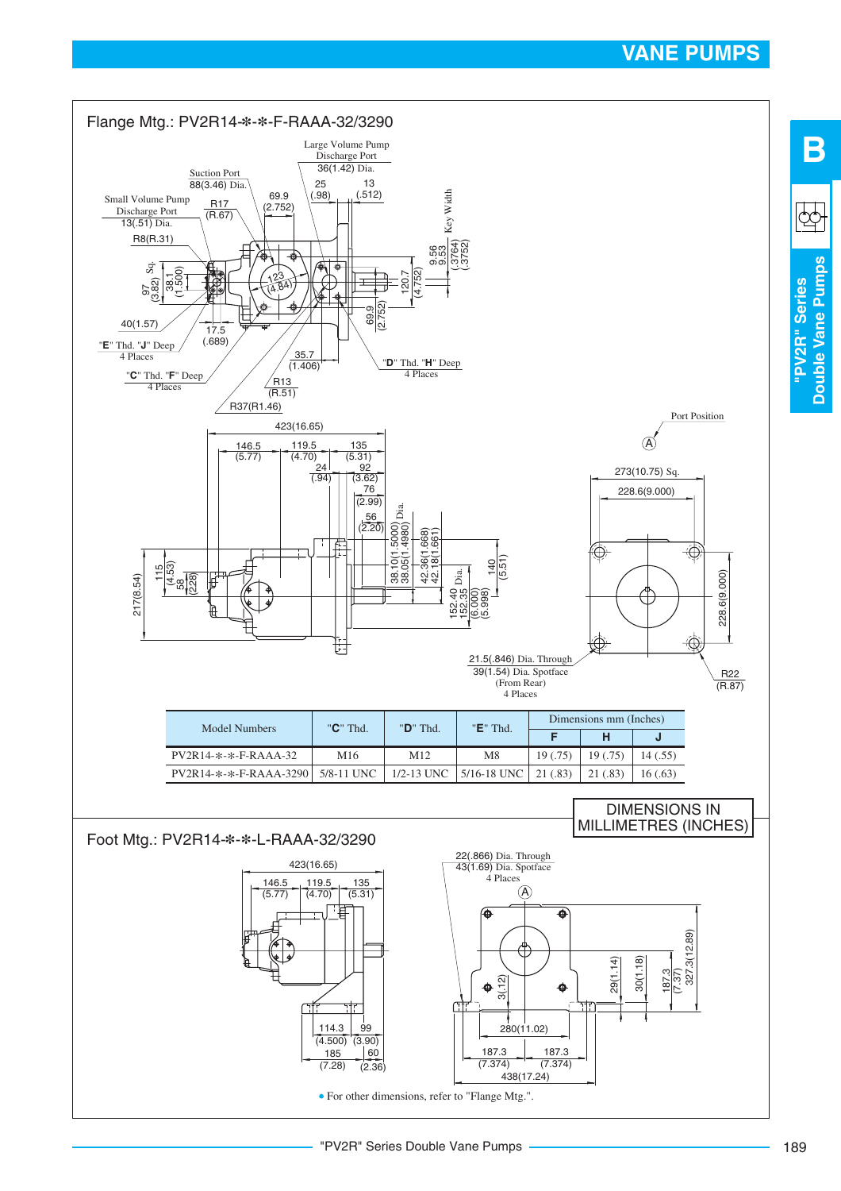# VANE PUMPS

## Flange Mtg.: PV2R14-∗-∗-F-RAAA-32/3290

Large Volume Pump Discharge Port 36(1.42) Dia.

Suction Port 88(3.46) Dia.

Small Volume Pump Discharge Port 13(.51) Dia.

R8(R.31)

"E" Thd. "J" Deep 4 Places

"C" Thd. "F" Deep 4 Places

"D" Thd. "H" Deep 4 Places

R13 (R.51)

R37(R1.46)

Port Position

273(10.75) Sq.

228.6(9.000)

21.5(.846) Dia. Through 39(1.54) Dia. Spotface (From Rear) 4 Places

R22 (R.87)

| Model Numbers | "C" Thd. | "D" Thd. | "E" Thd. | Dimensions mm (Inches) | | |
|---|---|---|---|---|---|---|
| | | | | F | H | J |
| PV2R14-∗-∗-F-RAAA-32 | M16 | M12 | M8 | 19 (.75) | 19 (.75) | 14 (.55) |
| PV2R14-∗-∗-F-RAAA-3290 | 5/8-11 UNC | 1/2-13 UNC | 5/16-18 UNC | 21 (.83) | 21 (.83) | 16 (.63) |

DIMENSIONS IN MILLIMETRES (INCHES)

## Foot Mtg.: PV2R14-∗-∗-L-RAAA-32/3290

22(.866) Dia. Through 43(1.69) Dia. Spotface 4 Places

- For other dimensions, refer to "Flange Mtg.".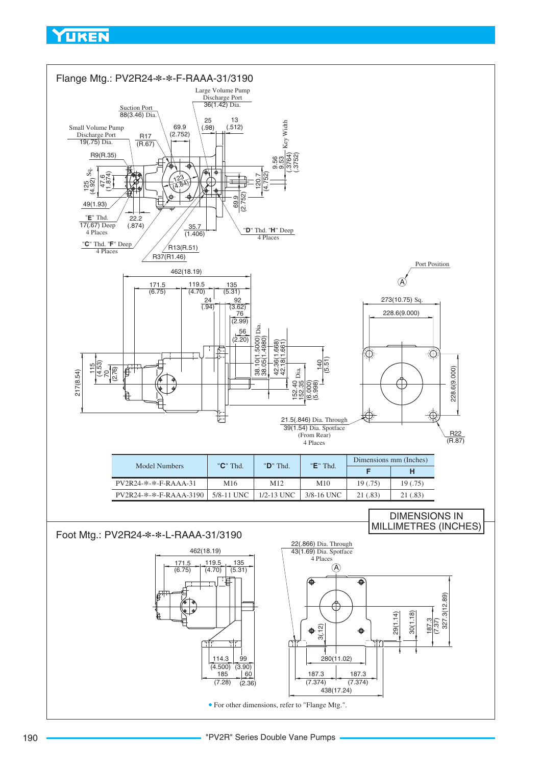## Flange Mtg.: PV2R24-*-*-F-RAAA-31/3190

| Model Numbers | "C" Thd. | "D" Thd. | "E" Thd. | Dimensions mm (Inches) | |
|---|---|---|---|---|---|
| | | | | F | H |
| PV2R24-*-*-F-RAAA-31 | M16 | M12 | M10 | 19 (.75) | 19 (.75) |
| PV2R24-*-*-F-RAAA-3190 | 5/8-11 UNC | 1/2-13 UNC | 3/8-16 UNC | 21 (.83) | 21 (.83) |

DIMENSIONS IN MILLIMETRES (INCHES)

## Foot Mtg.: PV2R24-*-*-L-RAAA-31/3190

- For other dimensions, refer to "Flange Mtg.".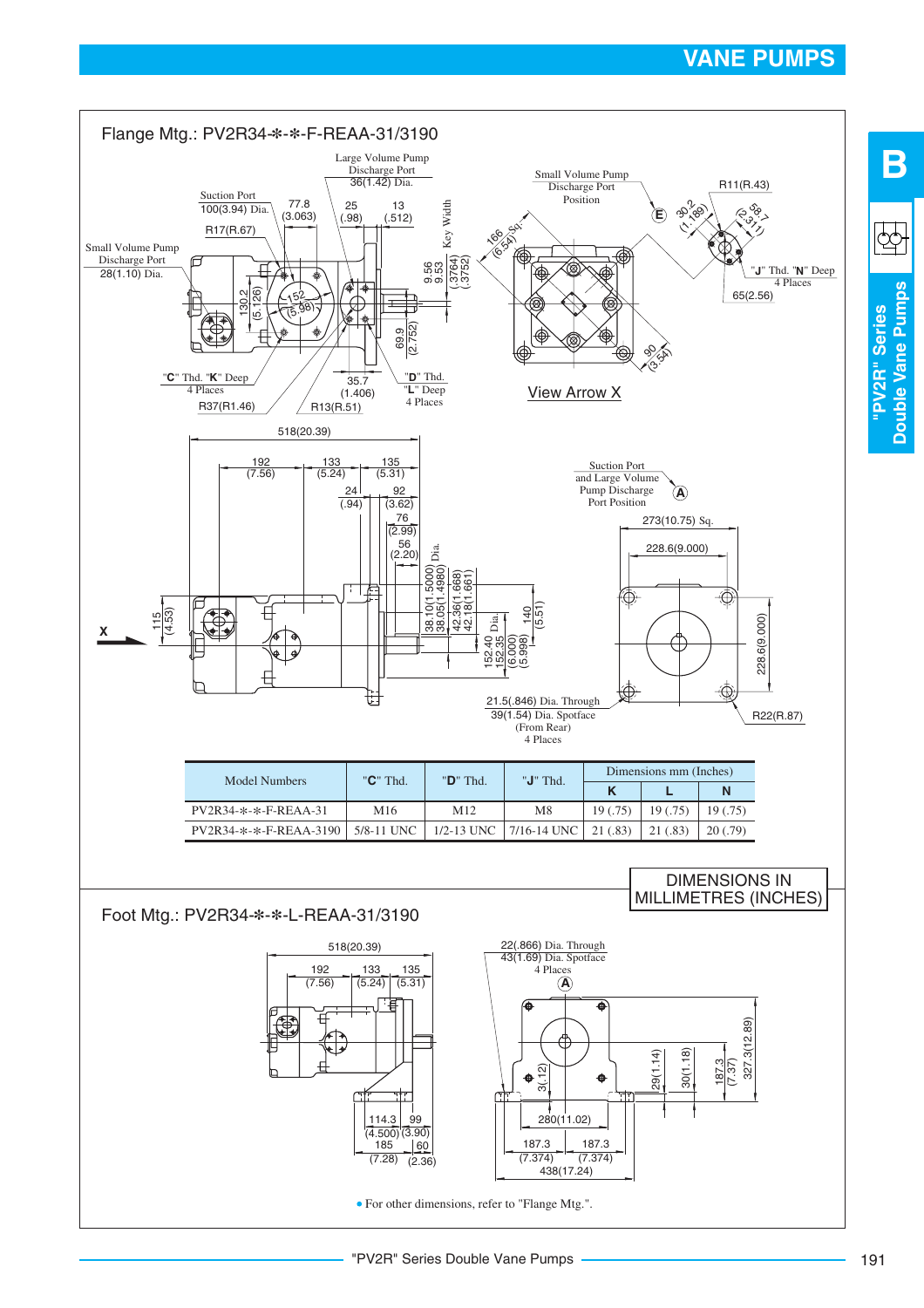## Flange Mtg.: PV2R34-*-*-F-REAA-31/3190

Large Volume Pump Discharge Port 36(1.42) Dia.

Suction Port 100(3.94) Dia.

Small Volume Pump Discharge Port 28(1.10) Dia.

Small Volume Pump Discharge Port Position

"C" Thd. "K" Deep 4 Places

"D" Thd. "L" Deep 4 Places

"J" Thd. "N" Deep 4 Places

View Arrow X

Suction Port and Large Volume Pump Discharge Port Position

21.5(.846) Dia. Through
39(1.54) Dia. Spotface
(From Rear)
4 Places

| Model Numbers | "C" Thd. | "D" Thd. | "J" Thd. | Dimensions mm (Inches) | | |
|---|---|---|---|---|---|---|
| | | | | K | L | N |
| PV2R34-*-*-F-REAA-31 | M16 | M12 | M8 | 19 (.75) | 19 (.75) | 19 (.75) |
| PV2R34-*-*-F-REAA-3190 | 5/8-11 UNC | 1/2-13 UNC | 7/16-14 UNC | 21 (.83) | 21 (.83) | 20 (.79) |

DIMENSIONS IN MILLIMETRES (INCHES)

## Foot Mtg.: PV2R34-*-*-L-REAA-31/3190

22(.866) Dia. Through
43(1.69) Dia. Spotface
4 Places

- For other dimensions, refer to "Flange Mtg.".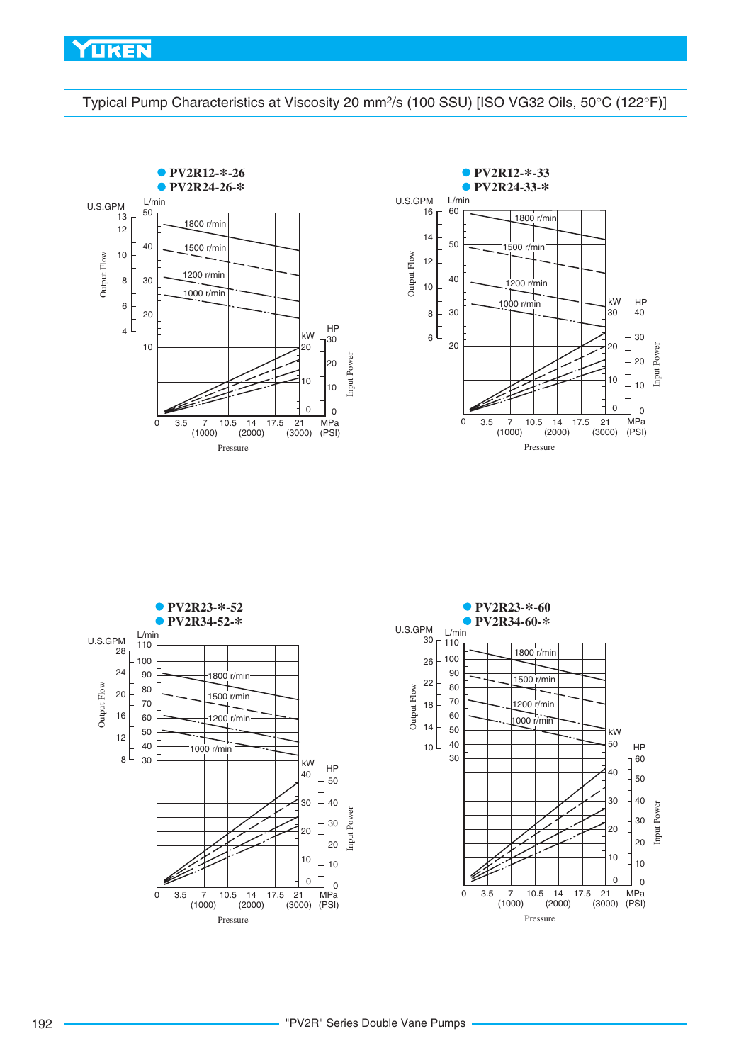## Typical Pump Characteristics at Viscosity 20 mm²/s (100 SSU) [ISO VG32 Oils, 50°C (122°F)]

● PV2R12-*-26
● PV2R24-26-*

U.S.GPM | L/min | Output Flow

1800 r/min | 1500 r/min | 1200 r/min | 1000 r/min

kW | HP | Input Power

Pressure: 0, 3.5, 7 (1000), 10.5, 14 (2000), 17.5, 21 (3000) MPa (PSI)

● PV2R12-*-33
● PV2R24-33-*

U.S.GPM | L/min | Output Flow

1800 r/min | 1500 r/min | 1200 r/min | 1000 r/min

kW | HP | Input Power

Pressure: 0, 3.5, 7 (1000), 10.5, 14 (2000), 17.5, 21 (3000) MPa (PSI)

● PV2R23-*-52
● PV2R34-52-*

U.S.GPM | L/min | Output Flow

1800 r/min | 1500 r/min | 1200 r/min | 1000 r/min

kW | HP | Input Power

Pressure: 0, 3.5, 7 (1000), 10.5, 14 (2000), 17.5, 21 (3000) MPa (PSI)

● PV2R23-*-60
● PV2R34-60-*

U.S.GPM | L/min | Output Flow

1800 r/min | 1500 r/min | 1200 r/min | 1000 r/min

kW | HP | Input Power

Pressure: 0, 3.5, 7 (1000), 10.5, 14 (2000), 17.5, 21 (3000) MPa (PSI)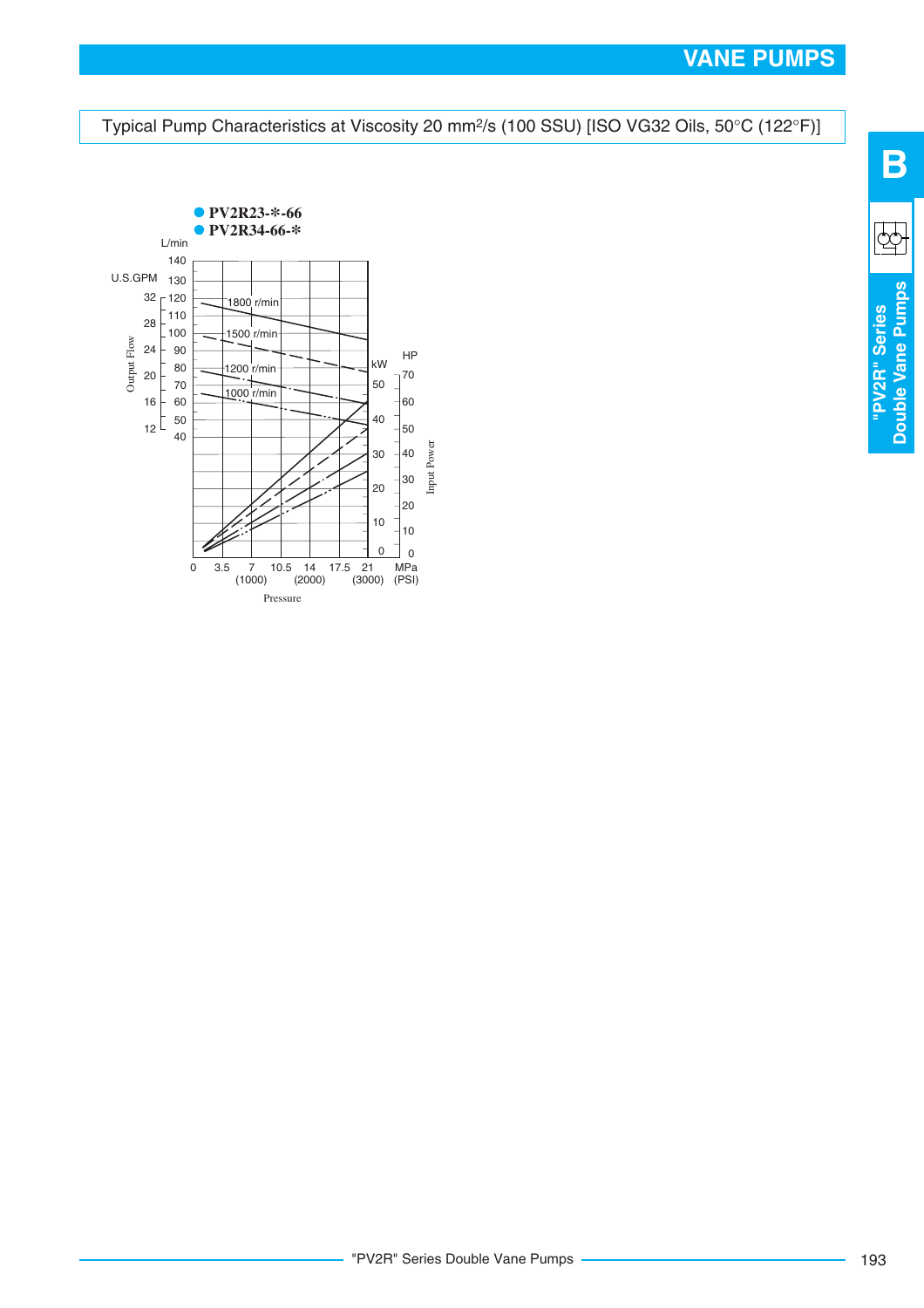## Typical Pump Characteristics at Viscosity 20 mm²/s (100 SSU) [ISO VG32 Oils, 50°C (122°F)]

- **PV2R23-*-66**
- **PV2R34-66-***

Output Flow (L/min: 40–140; U.S.GPM: 12–32) / Input Power (kW: 0–50; HP: 0–70) vs. Pressure (MPa: 0, 3.5, 7 (1000), 10.5, 14 (2000), 17.5, 21 (3000) (PSI))

Curves: 1800 r/min, 1500 r/min, 1200 r/min, 1000 r/min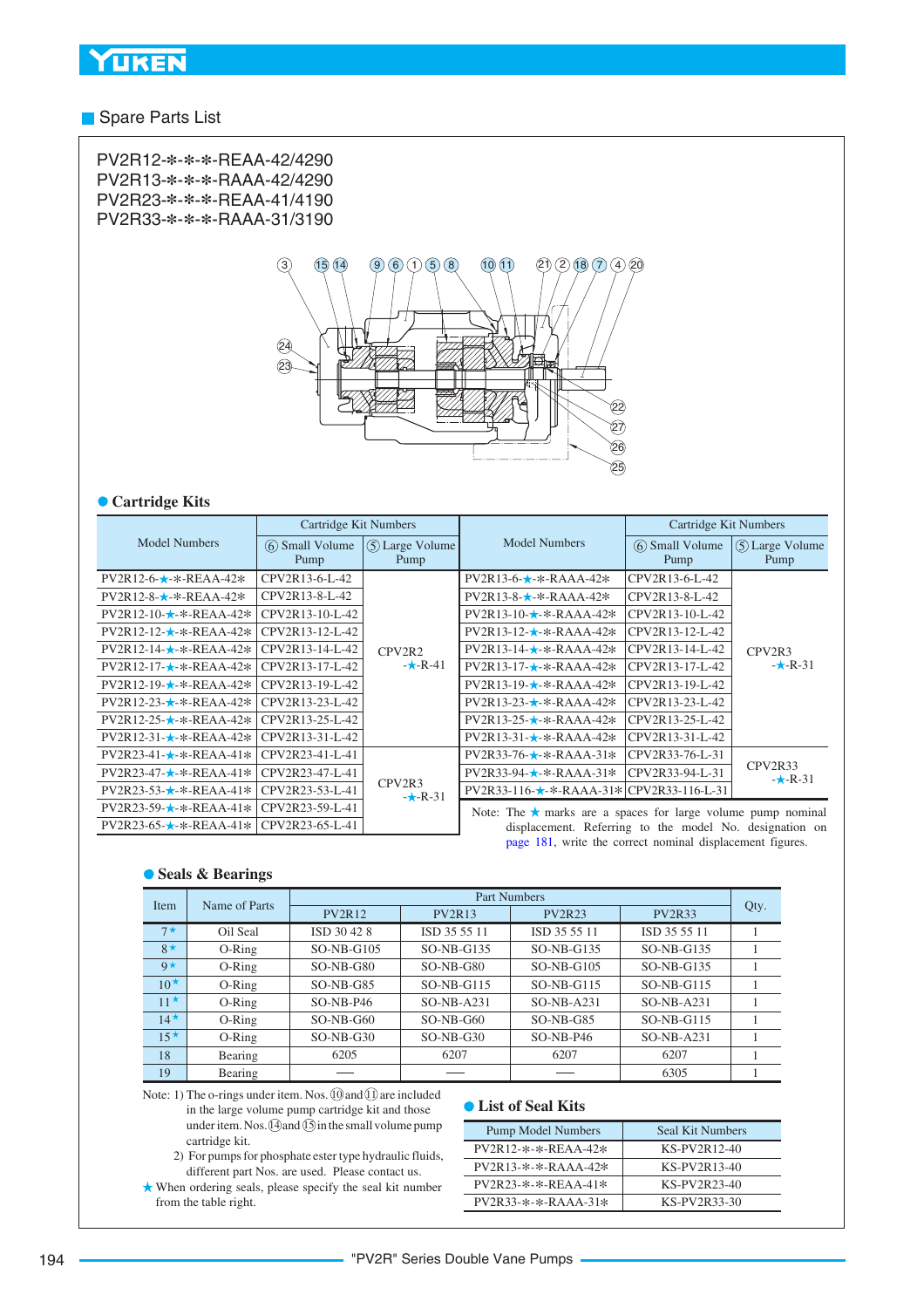## Spare Parts List

PV2R12-*-*-*-REAA-42/4290
PV2R13-*-*-*-RAAA-42/4290
PV2R23-*-*-*-REAA-41/4190
PV2R33-*-*-*-RAAA-31/3190

### ● Cartridge Kits

| Model Numbers | Cartridge Kit Numbers | | Model Numbers | Cartridge Kit Numbers | |
|---|---|---|---|---|---|
| | ⑥ Small Volume Pump | ⑤ Large Volume Pump | | ⑥ Small Volume Pump | ⑤ Large Volume Pump |
| PV2R12-6-★-*-REAA-42* | CPV2R13-6-L-42 | CPV2R2 -★-R-41 | PV2R13-6-★-*-RAAA-42* | CPV2R13-6-L-42 | CPV2R3 -★-R-31 |
| PV2R12-8-★-*-REAA-42* | CPV2R13-8-L-42 | | PV2R13-8-★-*-RAAA-42* | CPV2R13-8-L-42 | |
| PV2R12-10-★-*-REAA-42* | CPV2R13-10-L-42 | | PV2R13-10-★-*-RAAA-42* | CPV2R13-10-L-42 | |
| PV2R12-12-★-*-REAA-42* | CPV2R13-12-L-42 | | PV2R13-12-★-*-RAAA-42* | CPV2R13-12-L-42 | |
| PV2R12-14-★-*-REAA-42* | CPV2R13-14-L-42 | | PV2R13-14-★-*-RAAA-42* | CPV2R13-14-L-42 | |
| PV2R12-17-★-*-REAA-42* | CPV2R13-17-L-42 | | PV2R13-17-★-*-RAAA-42* | CPV2R13-17-L-42 | |
| PV2R12-19-★-*-REAA-42* | CPV2R13-19-L-42 | | PV2R13-19-★-*-RAAA-42* | CPV2R13-19-L-42 | |
| PV2R12-23-★-*-REAA-42* | CPV2R13-23-L-42 | | PV2R13-23-★-*-RAAA-42* | CPV2R13-23-L-42 | |
| PV2R12-25-★-*-REAA-42* | CPV2R13-25-L-42 | | PV2R13-25-★-*-RAAA-42* | CPV2R13-25-L-42 | |
| PV2R12-31-★-*-REAA-42* | CPV2R13-31-L-42 | | PV2R13-31-★-*-RAAA-42* | CPV2R13-31-L-42 | |
| PV2R23-41-★-*-REAA-41* | CPV2R23-41-L-41 | CPV2R3 -★-R-31 | PV2R33-76-★-*-RAAA-31* | CPV2R33-76-L-31 | CPV2R33 -★-R-31 |
| PV2R23-47-★-*-REAA-41* | CPV2R23-47-L-41 | | PV2R33-94-★-*-RAAA-31* | CPV2R33-94-L-31 | |
| PV2R23-53-★-*-REAA-41* | CPV2R23-53-L-41 | | PV2R33-116-★-*-RAAA-31* | CPV2R33-116-L-31 | |
| PV2R23-59-★-*-REAA-41* | CPV2R23-59-L-41 | | | | |
| PV2R23-65-★-*-REAA-41* | CPV2R23-65-L-41 | | | | |

Note: The ★ marks are a spaces for large volume pump nominal displacement. Referring to the model No. designation on page 181, write the correct nominal displacement figures.

### ● Seals & Bearings

| Item | Name of Parts | Part Numbers | | | | Qty. |
|---|---|---|---|---|---|---|
| | | PV2R12 | PV2R13 | PV2R23 | PV2R33 | |
| 7★ | Oil Seal | ISD 30 42 8 | ISD 35 55 11 | ISD 35 55 11 | ISD 35 55 11 | 1 |
| 8★ | O-Ring | SO-NB-G105 | SO-NB-G135 | SO-NB-G135 | SO-NB-G135 | 1 |
| 9★ | O-Ring | SO-NB-G80 | SO-NB-G80 | SO-NB-G105 | SO-NB-G135 | 1 |
| 10★ | O-Ring | SO-NB-G85 | SO-NB-G115 | SO-NB-G115 | SO-NB-G115 | 1 |
| 11★ | O-Ring | SO-NB-P46 | SO-NB-A231 | SO-NB-A231 | SO-NB-A231 | 1 |
| 14★ | O-Ring | SO-NB-G60 | SO-NB-G60 | SO-NB-G85 | SO-NB-G115 | 1 |
| 15★ | O-Ring | SO-NB-G30 | SO-NB-G30 | SO-NB-P46 | SO-NB-A231 | 1 |
| 18 | Bearing | 6205 | 6207 | 6207 | 6207 | 1 |
| 19 | Bearing | — | — | — | 6305 | 1 |

Note: 1) The o-rings under item. Nos. ⑩ and ⑪ are included in the large volume pump cartridge kit and those under item. Nos. ⑭ and ⑮ in the small volume pump cartridge kit.
2) For pumps for phosphate ester type hydraulic fluids, different part Nos. are used. Please contact us.

★ When ordering seals, please specify the seal kit number from the table right.

### ● List of Seal Kits

| Pump Model Numbers | Seal Kit Numbers |
|---|---|
| PV2R12-*-*-REAA-42* | KS-PV2R12-40 |
| PV2R13-*-*-RAAA-42* | KS-PV2R13-40 |
| PV2R23-*-*-REAA-41* | KS-PV2R23-40 |
| PV2R33-*-*-RAAA-31* | KS-PV2R33-30 |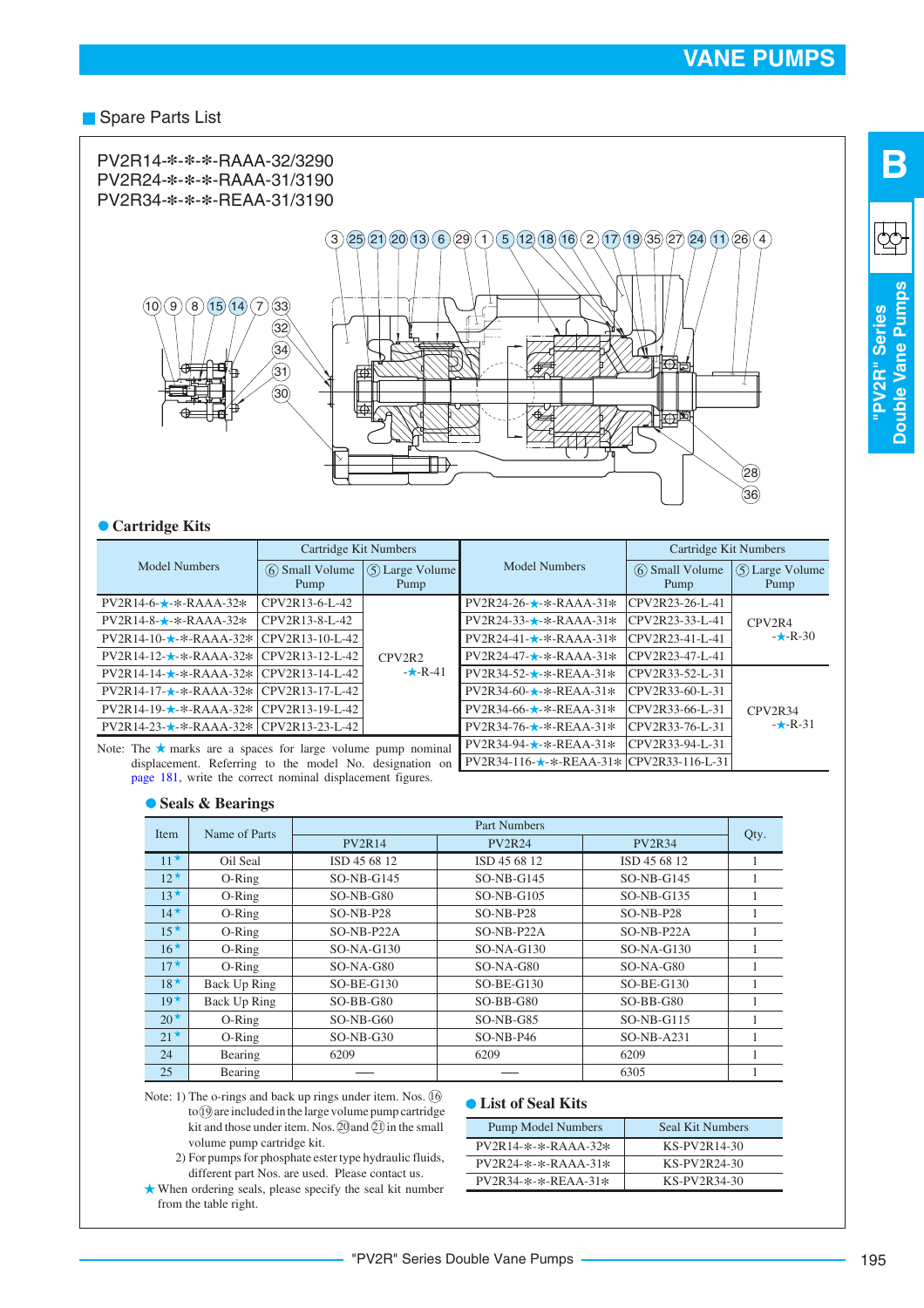# VANE PUMPS

## Spare Parts List

PV2R14-*-*-*-RAAA-32/3290
PV2R24-*-*-*-RAAA-31/3190
PV2R34-*-*-*-REAA-31/3190

### ● Cartridge Kits

| Model Numbers | Cartridge Kit Numbers | | Model Numbers | Cartridge Kit Numbers | |
|---|---|---|---|---|---|
| | ⑥ Small Volume Pump | ⑤ Large Volume Pump | | ⑥ Small Volume Pump | ⑤ Large Volume Pump |
| PV2R14-6-★-*-RAAA-32* | CPV2R13-6-L-42 | CPV2R2 -★-R-41 | PV2R24-26-★-*-RAAA-31* | CPV2R23-26-L-41 | CPV2R4 -★-R-30 |
| PV2R14-8-★-*-RAAA-32* | CPV2R13-8-L-42 | | PV2R24-33-★-*-RAAA-31* | CPV2R23-33-L-41 | |
| PV2R14-10-★-*-RAAA-32* | CPV2R13-10-L-42 | | PV2R24-41-★-*-RAAA-31* | CPV2R23-41-L-41 | |
| PV2R14-12-★-*-RAAA-32* | CPV2R13-12-L-42 | | PV2R24-47-★-*-RAAA-31* | CPV2R23-47-L-41 | |
| PV2R14-14-★-*-RAAA-32* | CPV2R13-14-L-42 | | PV2R34-52-★-*-REAA-31* | CPV2R33-52-L-31 | CPV2R34 -★-R-31 |
| PV2R14-17-★-*-RAAA-32* | CPV2R13-17-L-42 | | PV2R34-60-★-*-REAA-31* | CPV2R33-60-L-31 | |
| PV2R14-19-★-*-RAAA-32* | CPV2R13-19-L-42 | | PV2R34-66-★-*-REAA-31* | CPV2R33-66-L-31 | |
| PV2R14-23-★-*-RAAA-32* | CPV2R13-23-L-42 | | PV2R34-76-★-*-REAA-31* | CPV2R33-76-L-31 | |
| | | | PV2R34-94-★-*-REAA-31* | CPV2R33-94-L-31 | |
| | | | PV2R34-116-★-*-REAA-31* | CPV2R33-116-L-31 | |

Note: The ★ marks are a spaces for large volume pump nominal displacement. Referring to the model No. designation on page 181, write the correct nominal displacement figures.

### ● Seals & Bearings

| Item | Name of Parts | Part Numbers | | | Qty. |
|---|---|---|---|---|---|
| | | PV2R14 | PV2R24 | PV2R34 | |
| 11★ | Oil Seal | ISD 45 68 12 | ISD 45 68 12 | ISD 45 68 12 | 1 |
| 12★ | O-Ring | SO-NB-G145 | SO-NB-G145 | SO-NB-G145 | 1 |
| 13★ | O-Ring | SO-NB-G80 | SO-NB-G105 | SO-NB-G135 | 1 |
| 14★ | O-Ring | SO-NB-P28 | SO-NB-P28 | SO-NB-P28 | 1 |
| 15★ | O-Ring | SO-NB-P22A | SO-NB-P22A | SO-NB-P22A | 1 |
| 16★ | O-Ring | SO-NA-G130 | SO-NA-G130 | SO-NA-G130 | 1 |
| 17★ | O-Ring | SO-NA-G80 | SO-NA-G80 | SO-NA-G80 | 1 |
| 18★ | Back Up Ring | SO-BE-G130 | SO-BE-G130 | SO-BE-G130 | 1 |
| 19★ | Back Up Ring | SO-BB-G80 | SO-BB-G80 | SO-BB-G80 | 1 |
| 20★ | O-Ring | SO-NB-G60 | SO-NB-G85 | SO-NB-G115 | 1 |
| 21★ | O-Ring | SO-NB-G30 | SO-NB-P46 | SO-NB-A231 | 1 |
| 24 | Bearing | 6209 | 6209 | 6209 | 1 |
| 25 | Bearing | — | — | 6305 | 1 |

Note: 1) The o-rings and back up rings under item. Nos. ⑯ to ⑲ are included in the large volume pump cartridge kit and those under item. Nos. ⑳ and ㉑ in the small volume pump cartridge kit.
2) For pumps for phosphate ester type hydraulic fluids, different part Nos. are used. Please contact us.

★ When ordering seals, please specify the seal kit number from the table right.

### ● List of Seal Kits

| Pump Model Numbers | Seal Kit Numbers |
|---|---|
| PV2R14-*-*-RAAA-32* | KS-PV2R14-30 |
| PV2R24-*-*-RAAA-31* | KS-PV2R24-30 |
| PV2R34-*-*-REAA-31* | KS-PV2R34-30 |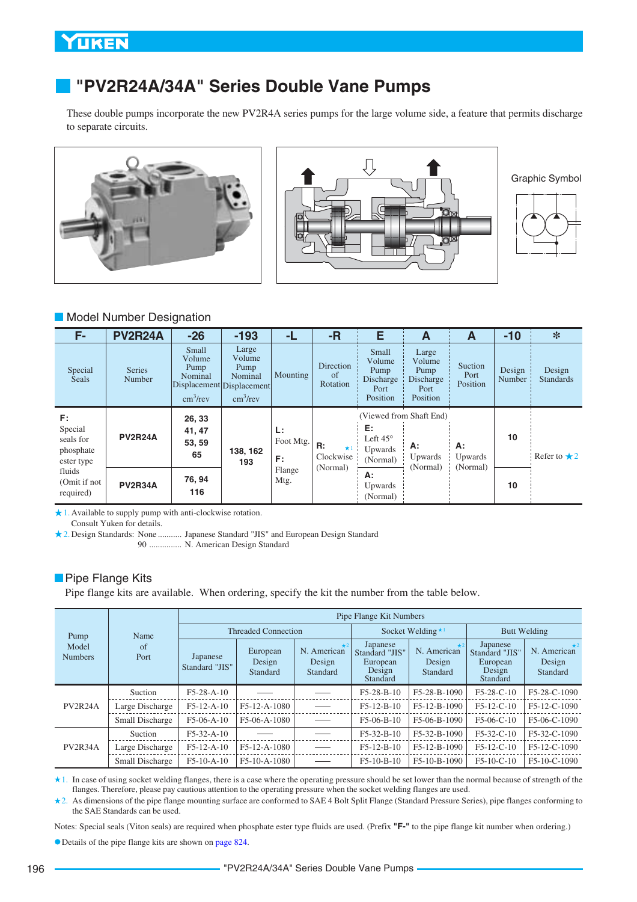# "PV2R24A/34A" Series Double Vane Pumps

These double pumps incorporate the new PV2R4A series pumps for the large volume side, a feature that permits discharge to separate circuits.

Graphic Symbol

## Model Number Designation

| F- | PV2R24A | -26 | -193 | -L | -R | E | A | A | -10 | * |
|---|---|---|---|---|---|---|---|---|---|---|
| Special Seals | Series Number | Small Volume Pump Nominal Displacement cm³/rev | Large Volume Pump Nominal Displacement cm³/rev | Mounting | Direction of Rotation | Small Volume Pump Discharge Port Position | Large Volume Pump Discharge Port Position | Suction Port Position | Design Number | Design Standards |
| **F:** Special seals for phosphate ester type fluids (Omit if not required) | **PV2R24A** | **26, 33 41, 47 53, 59 65** | **138, 162 193** | **L:** Foot Mtg. **F:** Flange Mtg. | **R:** ★1 Clockwise (Normal) | (Viewed from Shaft End) **E:** Left 45° Upwards (Normal) | **A:** Upwards (Normal) | **A:** Upwards (Normal) | **10** | Refer to ★2 |
| | **PV2R34A** | **76, 94 116** | | | | **A:** Upwards (Normal) | | | **10** | |

★1. Available to supply pump with anti-clockwise rotation. Consult Yuken for details.
★2. Design Standards: None ........... Japanese Standard "JIS" and European Design Standard
90 .............. N. American Design Standard

## Pipe Flange Kits

Pipe flange kits are available. When ordering, specify the kit the number from the table below.

| Pump Model Numbers | Name of Port | Pipe Flange Kit Numbers | | | | | | |
|---|---|---|---|---|---|---|---|---|
| | | Threaded Connection | | | Socket Welding ★1 | | Butt Welding | |
| | | Japanese Standard "JIS" | European Design Standard | N. American ★2 Design Standard | Japanese Standard "JIS" European Design Standard | N. American ★2 Design Standard | Japanese Standard "JIS" European Design Standard | N. American ★2 Design Standard |
| PV2R24A | Suction | F5-28-A-10 | —— | —— | F5-28-B-10 | F5-28-B-1090 | F5-28-C-10 | F5-28-C-1090 |
| | Large Discharge | F5-12-A-10 | F5-12-A-1080 | —— | F5-12-B-10 | F5-12-B-1090 | F5-12-C-10 | F5-12-C-1090 |
| | Small Discharge | F5-06-A-10 | F5-06-A-1080 | —— | F5-06-B-10 | F5-06-B-1090 | F5-06-C-10 | F5-06-C-1090 |
| PV2R34A | Suction | F5-32-A-10 | —— | —— | F5-32-B-10 | F5-32-B-1090 | F5-32-C-10 | F5-32-C-1090 |
| | Large Discharge | F5-12-A-10 | F5-12-A-1080 | —— | F5-12-B-10 | F5-12-B-1090 | F5-12-C-10 | F5-12-C-1090 |
| | Small Discharge | F5-10-A-10 | F5-10-A-1080 | —— | F5-10-B-10 | F5-10-B-1090 | F5-10-C-10 | F5-10-C-1090 |

★1. In case of using socket welding flanges, there is a case where the operating pressure should be set lower than the normal because of strength of the flanges. Therefore, please pay cautious attention to the operating pressure when the socket welding flanges are used.
★2. As dimensions of the pipe flange mounting surface are conformed to SAE 4 Bolt Split Flange (Standard Pressure Series), pipe flanges conforming to the SAE Standards can be used.

Notes: Special seals (Viton seals) are required when phosphate ester type fluids are used. (Prefix **"F-"** to the pipe flange kit number when ordering.)

● Details of the pipe flange kits are shown on page 824.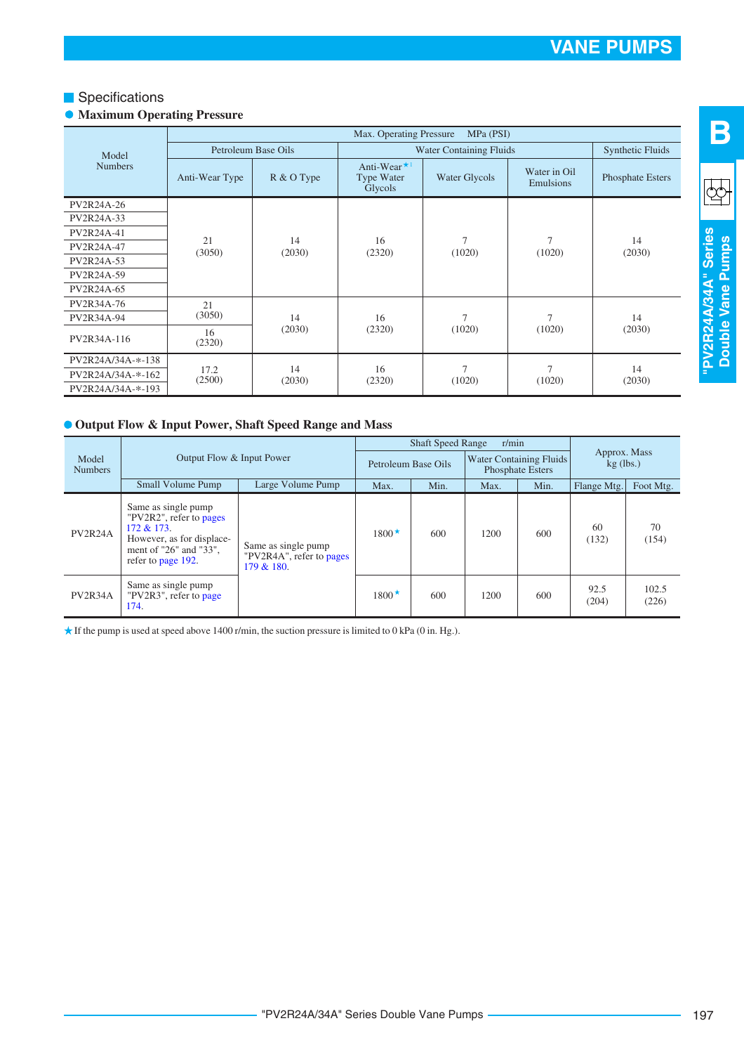## Specifications

### Maximum Operating Pressure

| Model Numbers | Max. Operating Pressure MPa (PSI) | | | | | |
|---|---|---|---|---|---|---|
| | Petroleum Base Oils | | Water Containing Fluids | | | Synthetic Fluids |
| | Anti-Wear Type | R & O Type | Anti-Wear★1 Type Water Glycols | Water Glycols | Water in Oil Emulsions | Phosphate Esters |
| PV2R24A-26 | 21 (3050) | 14 (2030) | 16 (2320) | 7 (1020) | 7 (1020) | 14 (2030) |
| PV2R24A-33 | 21 (3050) | 14 (2030) | 16 (2320) | 7 (1020) | 7 (1020) | 14 (2030) |
| PV2R24A-41 | 21 (3050) | 14 (2030) | 16 (2320) | 7 (1020) | 7 (1020) | 14 (2030) |
| PV2R24A-47 | 21 (3050) | 14 (2030) | 16 (2320) | 7 (1020) | 7 (1020) | 14 (2030) |
| PV2R24A-53 | 21 (3050) | 14 (2030) | 16 (2320) | 7 (1020) | 7 (1020) | 14 (2030) |
| PV2R24A-59 | 21 (3050) | 14 (2030) | 16 (2320) | 7 (1020) | 7 (1020) | 14 (2030) |
| PV2R24A-65 | 21 (3050) | 14 (2030) | 16 (2320) | 7 (1020) | 7 (1020) | 14 (2030) |
| PV2R34A-76 | 21 (3050) | 14 (2030) | 16 (2320) | 7 (1020) | 7 (1020) | 14 (2030) |
| PV2R34A-94 | 21 (3050) | 14 (2030) | 16 (2320) | 7 (1020) | 7 (1020) | 14 (2030) |
| PV2R34A-116 | 16 (2320) | 14 (2030) | 16 (2320) | 7 (1020) | 7 (1020) | 14 (2030) |
| PV2R24A/34A-*-138 | 17.2 (2500) | 14 (2030) | 16 (2320) | 7 (1020) | 7 (1020) | 14 (2030) |
| PV2R24A/34A-*-162 | 17.2 (2500) | 14 (2030) | 16 (2320) | 7 (1020) | 7 (1020) | 14 (2030) |
| PV2R24A/34A-*-193 | 17.2 (2500) | 14 (2030) | 16 (2320) | 7 (1020) | 7 (1020) | 14 (2030) |

### Output Flow & Input Power, Shaft Speed Range and Mass

| Model Numbers | Output Flow & Input Power | | Shaft Speed Range r/min | | | | Approx. Mass kg (lbs.) | |
|---|---|---|---|---|---|---|---|---|
| | | | Petroleum Base Oils | | Water Containing Fluids Phosphate Esters | | | |
| | Small Volume Pump | Large Volume Pump | Max. | Min. | Max. | Min. | Flange Mtg. | Foot Mtg. |
| PV2R24A | Same as single pump "PV2R2", refer to pages 172 & 173. However, as for displacement of "26" and "33", refer to page 192. | Same as single pump "PV2R4A", refer to pages 179 & 180. | 1800★ | 600 | 1200 | 600 | 60 (132) | 70 (154) |
| PV2R34A | Same as single pump "PV2R3", refer to page 174. | Same as single pump "PV2R4A", refer to pages 179 & 180. | 1800★ | 600 | 1200 | 600 | 92.5 (204) | 102.5 (226) |

★ If the pump is used at speed above 1400 r/min, the suction pressure is limited to 0 kPa (0 in. Hg.).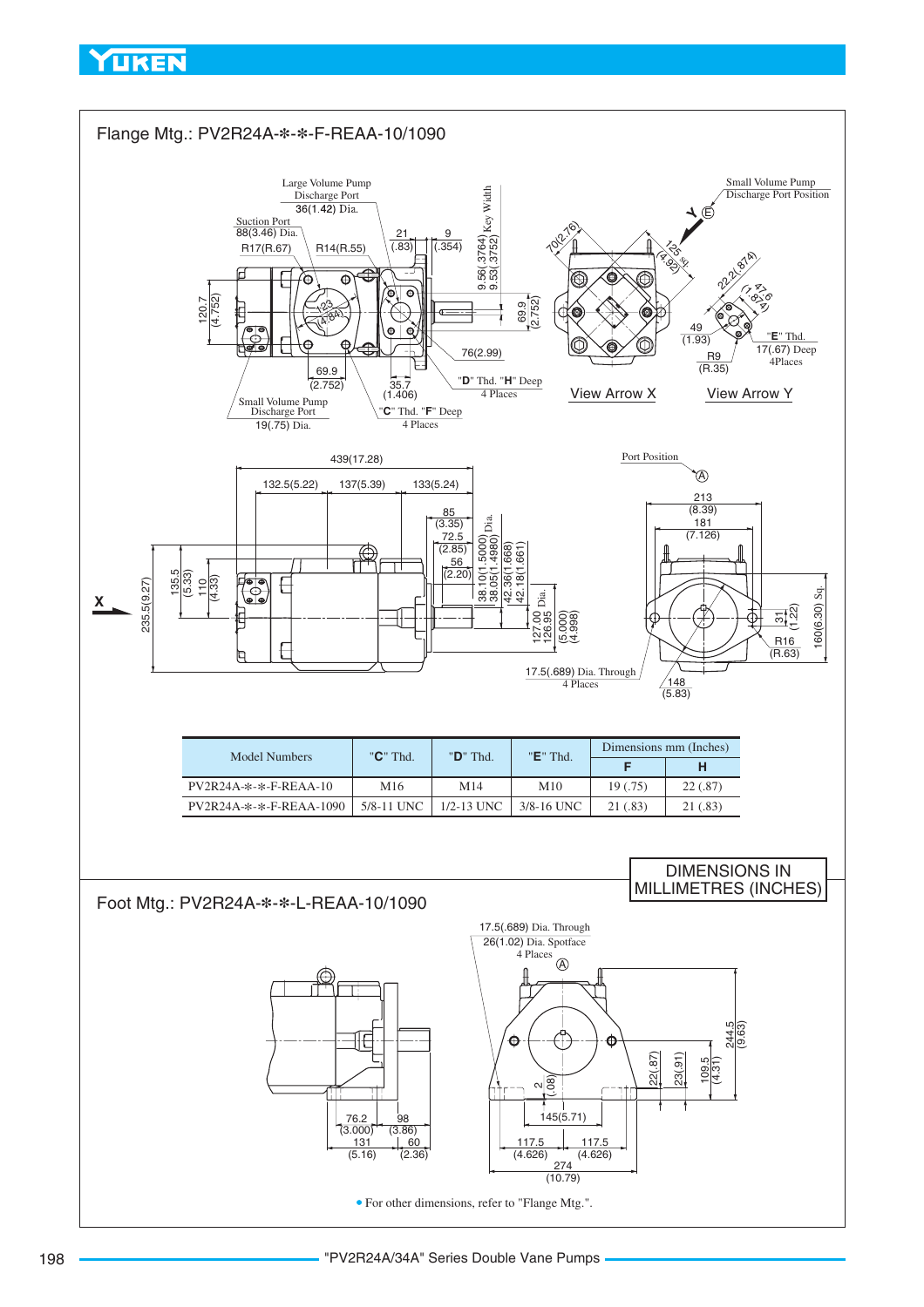## Flange Mtg.: PV2R24A-✻-✻-F-REAA-10/1090

Large Volume Pump Discharge Port 36(1.42) Dia.

Suction Port 88(3.46) Dia.

R17(R.67) R14(R.55)

21 (.83) 9 (.354)

9.56(.3764) 9.53(.3752) Key Width

120.7 (4.752)

69.9 (2.752)

76(2.99)

69.9 (2.752)

35.7 (1.406)

"D" Thd. "H" Deep 4 Places

"C" Thd. "F" Deep 4 Places

Small Volume Pump Discharge Port 19(.75) Dia.

Small Volume Pump Discharge Port Position

70(2.76) 125 Sq. (4.92)

22.2(.874) 47.6 (1.874)

49 (1.93) R9 (R.35)

"E" Thd. 17(.67) Deep 4Places

View Arrow X

View Arrow Y

439(17.28)

132.5(5.22) 137(5.39) 133(5.24)

85 (3.35) 72.5 (2.85) 56 (2.20)

38.10(1.5000) 38.05(1.4980) Dia.

42.36(1.668) 42.18(1.661)

127.00 126.95 (5.000) (4.998) Dia.

235.5(9.27) 135.5 (5.33) 110 (4.33)

Port Position

213 (8.39) 181 (7.126)

31 (1.22) R16 (R.63) 160(6.30) Sq.

17.5(.689) Dia. Through 4 Places

148 (5.83)

| Model Numbers | "C" Thd. | "D" Thd. | "E" Thd. | Dimensions mm (Inches) | |
|---|---|---|---|---|---|
| | | | | F | H |
| PV2R24A-✻-✻-F-REAA-10 | M16 | M14 | M10 | 19 (.75) | 22 (.87) |
| PV2R24A-✻-✻-F-REAA-1090 | 5/8-11 UNC | 1/2-13 UNC | 3/8-16 UNC | 21 (.83) | 21 (.83) |

DIMENSIONS IN MILLIMETRES (INCHES)

## Foot Mtg.: PV2R24A-✻-✻-L-REAA-10/1090

17.5(.689) Dia. Through 26(1.02) Dia. Spotface 4 Places

76.2 (3.000) 98 (3.86) 131 (5.16) 60 (2.36)

2 (.08) 145(5.71)

117.5 (4.626) 117.5 (4.626) 274 (10.79)

22(.87) 23(.91) 109.5 (4.31) 244.5 (9.63)

- For other dimensions, refer to "Flange Mtg.".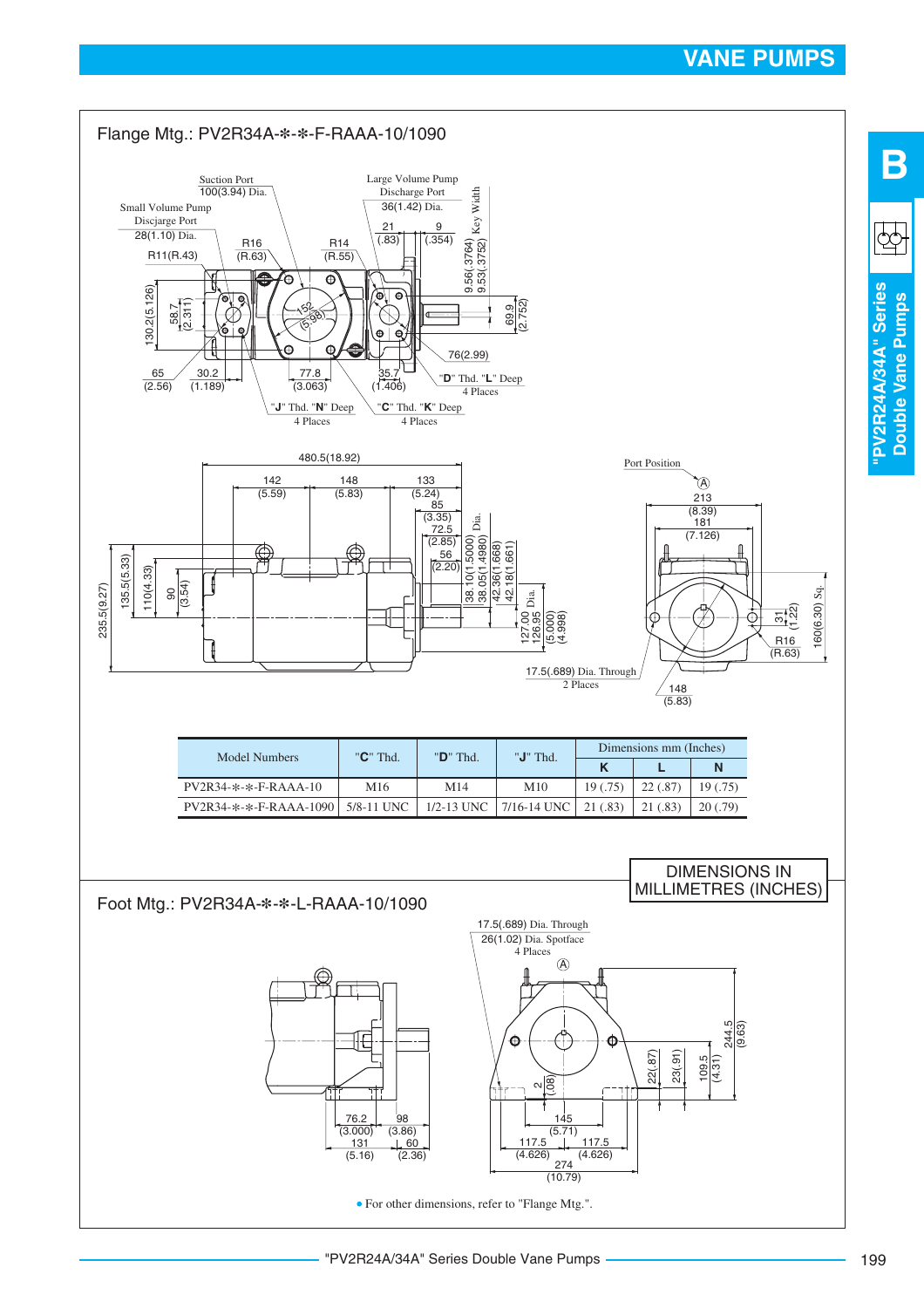# VANE PUMPS

## Flange Mtg.: PV2R34A-✲-✲-F-RAAA-10/1090

Suction Port 100(3.94) Dia.

Small Volume Pump Discjarge Port 28(1.10) Dia.

Large Volume Pump Discharge Port 36(1.42) Dia.

"D" Thd. "L" Deep 4 Places

"J" Thd. "N" Deep 4 Places

"C" Thd. "K" Deep 4 Places

Port Position

17.5(.689) Dia. Through 2 Places

| Model Numbers | "C" Thd. | "D" Thd. | "J" Thd. | Dimensions mm (Inches) | | |
|---|---|---|---|---|---|---|
| | | | | K | L | N |
| PV2R34-✲-✲-F-RAAA-10 | M16 | M14 | M10 | 19 (.75) | 22 (.87) | 19 (.75) |
| PV2R34-✲-✲-F-RAAA-1090 | 5/8-11 UNC | 1/2-13 UNC | 7/16-14 UNC | 21 (.83) | 21 (.83) | 20 (.79) |

DIMENSIONS IN MILLIMETRES (INCHES)

## Foot Mtg.: PV2R34A-✲-✲-L-RAAA-10/1090

17.5(.689) Dia. Through 26(1.02) Dia. Spotface 4 Places

- For other dimensions, refer to "Flange Mtg.".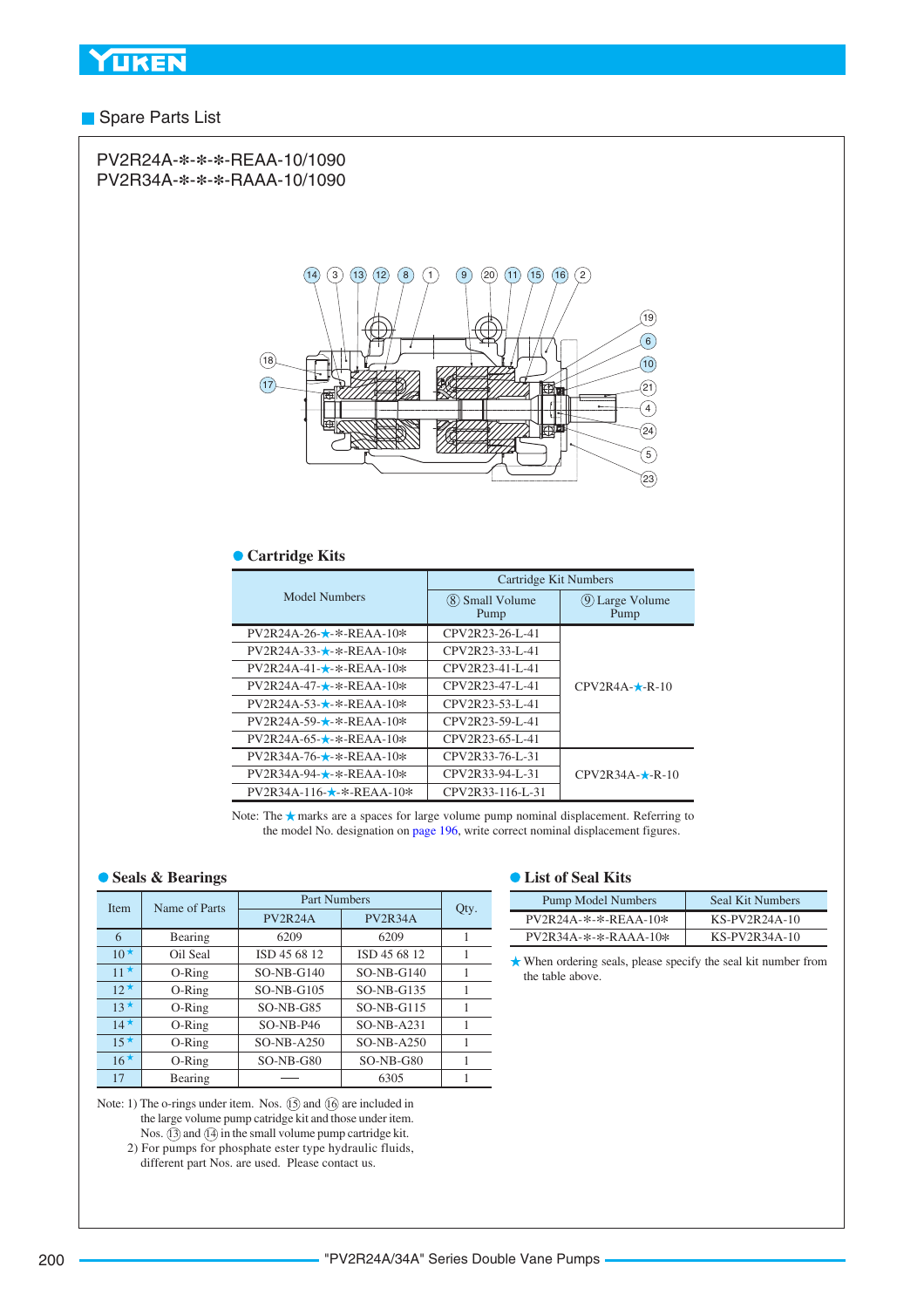## Spare Parts List

PV2R24A-*-*-*-REAA-10/1090
PV2R34A-*-*-*-RAAA-10/1090

14 3 13 12 8 1 9 20 11 15 16 2
18 17
19 6 10 21 4 24 5 23

### ● Cartridge Kits

| Model Numbers | Cartridge Kit Numbers | |
|---|---|---|
| | ⑧ Small Volume Pump | ⑨ Large Volume Pump |
| PV2R24A-26-★-*-REAA-10* | CPV2R23-26-L-41 | CPV2R4A-★-R-10 |
| PV2R24A-33-★-*-REAA-10* | CPV2R23-33-L-41 | |
| PV2R24A-41-★-*-REAA-10* | CPV2R23-41-L-41 | |
| PV2R24A-47-★-*-REAA-10* | CPV2R23-47-L-41 | |
| PV2R24A-53-★-*-REAA-10* | CPV2R23-53-L-41 | |
| PV2R24A-59-★-*-REAA-10* | CPV2R23-59-L-41 | |
| PV2R24A-65-★-*-REAA-10* | CPV2R23-65-L-41 | |
| PV2R34A-76-★-*-REAA-10* | CPV2R33-76-L-31 | CPV2R34A-★-R-10 |
| PV2R34A-94-★-*-REAA-10* | CPV2R33-94-L-31 | |
| PV2R34A-116-★-*-REAA-10* | CPV2R33-116-L-31 | |

Note: The ★ marks are a spaces for large volume pump nominal displacement. Referring to the model No. designation on page 196, write correct nominal displacement figures.

### ● Seals & Bearings

| Item | Name of Parts | Part Numbers | | Qty. |
|---|---|---|---|---|
| | | PV2R24A | PV2R34A | |
| 6 | Bearing | 6209 | 6209 | 1 |
| 10★ | Oil Seal | ISD 45 68 12 | ISD 45 68 12 | 1 |
| 11★ | O-Ring | SO-NB-G140 | SO-NB-G140 | 1 |
| 12★ | O-Ring | SO-NB-G105 | SO-NB-G135 | 1 |
| 13★ | O-Ring | SO-NB-G85 | SO-NB-G115 | 1 |
| 14★ | O-Ring | SO-NB-P46 | SO-NB-A231 | 1 |
| 15★ | O-Ring | SO-NB-A250 | SO-NB-A250 | 1 |
| 16★ | O-Ring | SO-NB-G80 | SO-NB-G80 | 1 |
| 17 | Bearing | — | 6305 | 1 |

Note: 1) The o-rings under item. Nos. ⑮ and ⑯ are included in the large volume pump catridge kit and those under item. Nos. ⑬ and ⑭ in the small volume pump cartridge kit.
2) For pumps for phosphate ester type hydraulic fluids, different part Nos. are used. Please contact us.

### ● List of Seal Kits

| Pump Model Numbers | Seal Kit Numbers |
|---|---|
| PV2R24A-*-*-REAA-10* | KS-PV2R24A-10 |
| PV2R34A-*-*-RAAA-10* | KS-PV2R34A-10 |

★ When ordering seals, please specify the seal kit number from the table above.